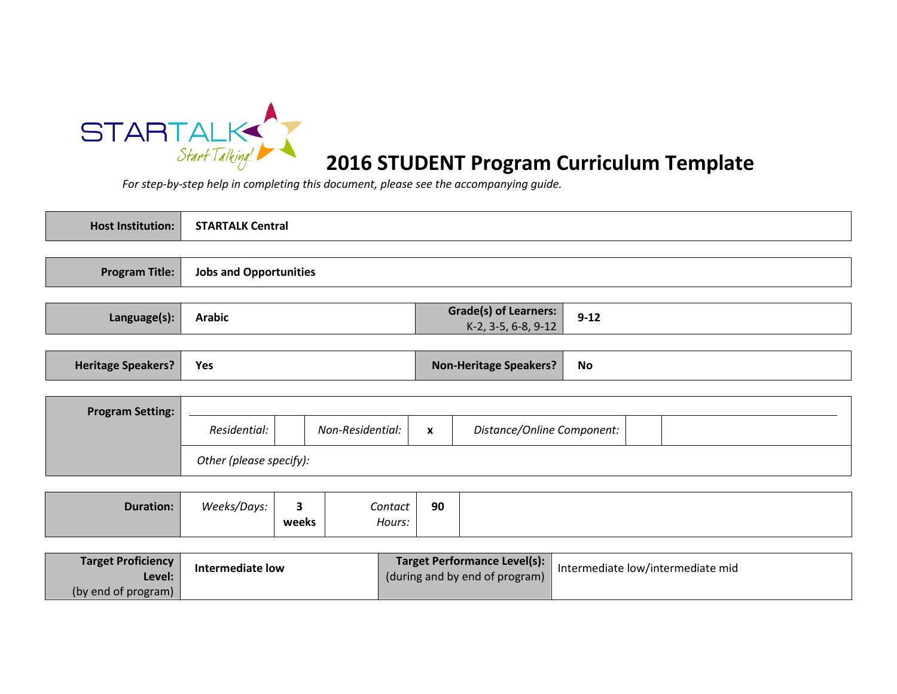STARTALK

*Start Talking!*

# 2016 STUDENT Program Curriculum Template

*For step-by-step help in completing this document, please see the accompanying guide.*

| **Host Institution:** | **STARTALK Central** |
|---|---|

| **Program Title:** | **Jobs and Opportunities** |
|---|---|

| **Language(s):** | **Arabic** | **Grade(s) of Learners:** K-2, 3-5, 6-8, 9-12 | **9-12** |
|---|---|---|---|

| **Heritage Speakers?** | **Yes** | **Non-Heritage Speakers?** | **No** |
|---|---|---|---|

| **Program Setting:** | | | | | | | |
|---|---|---|---|---|---|---|---|
| | *Residential:* | | *Non-Residential:* | **x** | *Distance/Online Component:* | | |
| | *Other (please specify):* | | | | | | |

| **Duration:** | *Weeks/Days:* | **3 weeks** | *Contact Hours:* | **90** | |
|---|---|---|---|---|---|

| **Target Proficiency Level:** (by end of program) | **Intermediate low** | **Target Performance Level(s):** (during and by end of program) | Intermediate low/intermediate mid |
|---|---|---|---|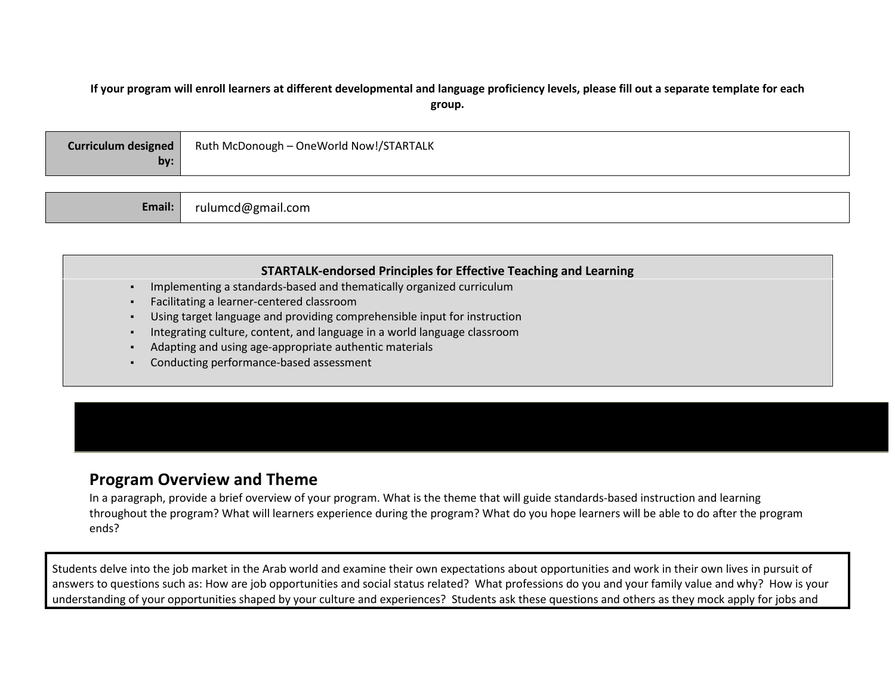**If your program will enroll learners at different developmental and language proficiency levels, please fill out a separate template for each group.**

| **Curriculum designed by:** | Ruth McDonough – OneWorld Now!/STARTALK |
|---|---|

| **Email:** | rulumcd@gmail.com |
|---|---|

**STARTALK-endorsed Principles for Effective Teaching and Learning**

- Implementing a standards-based and thematically organized curriculum
- Facilitating a learner-centered classroom
- Using target language and providing comprehensible input for instruction
- Integrating culture, content, and language in a world language classroom
- Adapting and using age-appropriate authentic materials
- Conducting performance-based assessment

## Program Overview and Theme

In a paragraph, provide a brief overview of your program. What is the theme that will guide standards-based instruction and learning throughout the program? What will learners experience during the program? What do you hope learners will be able to do after the program ends?

Students delve into the job market in the Arab world and examine their own expectations about opportunities and work in their own lives in pursuit of answers to questions such as: How are job opportunities and social status related? What professions do you and your family value and why? How is your understanding of your opportunities shaped by your culture and experiences? Students ask these questions and others as they mock apply for jobs and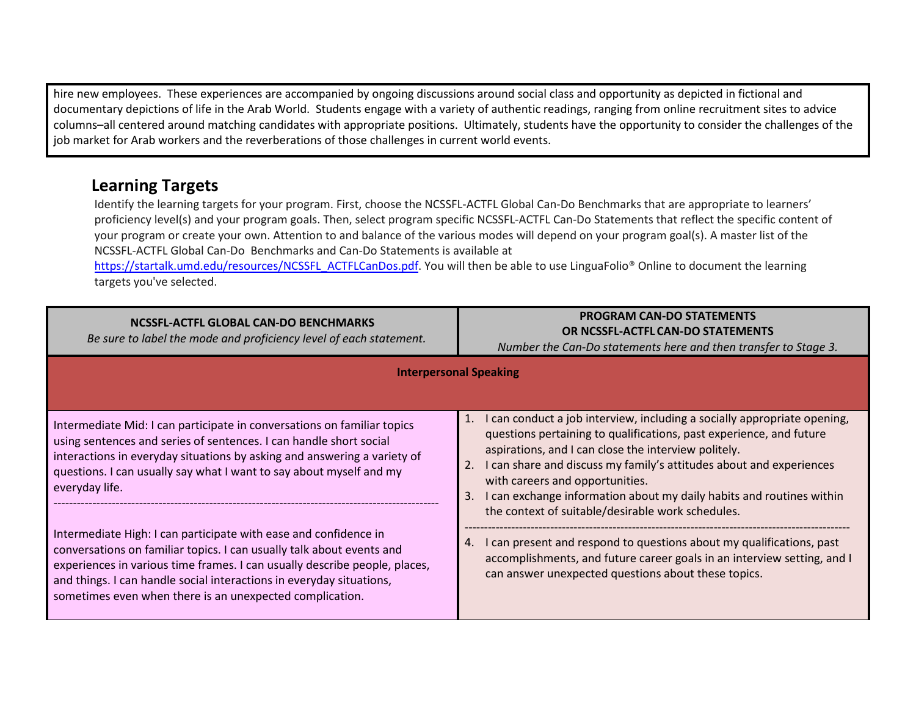hire new employees. These experiences are accompanied by ongoing discussions around social class and opportunity as depicted in fictional and documentary depictions of life in the Arab World. Students engage with a variety of authentic readings, ranging from online recruitment sites to advice columns–all centered around matching candidates with appropriate positions. Ultimately, students have the opportunity to consider the challenges of the job market for Arab workers and the reverberations of those challenges in current world events.

## Learning Targets

Identify the learning targets for your program. First, choose the NCSSFL-ACTFL Global Can-Do Benchmarks that are appropriate to learners' proficiency level(s) and your program goals. Then, select program specific NCSSFL-ACTFL Can-Do Statements that reflect the specific content of your program or create your own. Attention to and balance of the various modes will depend on your program goal(s). A master list of the NCSSFL-ACTFL Global Can-Do Benchmarks and Can-Do Statements is available at https://startalk.umd.edu/resources/NCSSFL_ACTFLCanDos.pdf. You will then be able to use LinguaFolio® Online to document the learning targets you've selected.

| **NCSSFL-ACTFL GLOBAL CAN-DO BENCHMARKS**<br>*Be sure to label the mode and proficiency level of each statement.* | **PROGRAM CAN-DO STATEMENTS OR NCSSFL-ACTFL CAN-DO STATEMENTS**<br>*Number the Can-Do statements here and then transfer to Stage 3.* |
|---|---|
| **Interpersonal Speaking** | |
| Intermediate Mid: I can participate in conversations on familiar topics using sentences and series of sentences. I can handle short social interactions in everyday situations by asking and answering a variety of questions. I can usually say what I want to say about myself and my everyday life. | 1. I can conduct a job interview, including a socially appropriate opening, questions pertaining to qualifications, past experience, and future aspirations, and I can close the interview politely.<br>2. I can share and discuss my family's attitudes about and experiences with careers and opportunities.<br>3. I can exchange information about my daily habits and routines within the context of suitable/desirable work schedules. |
| Intermediate High: I can participate with ease and confidence in conversations on familiar topics. I can usually talk about events and experiences in various time frames. I can usually describe people, places, and things. I can handle social interactions in everyday situations, sometimes even when there is an unexpected complication. | 4. I can present and respond to questions about my qualifications, past accomplishments, and future career goals in an interview setting, and I can answer unexpected questions about these topics. |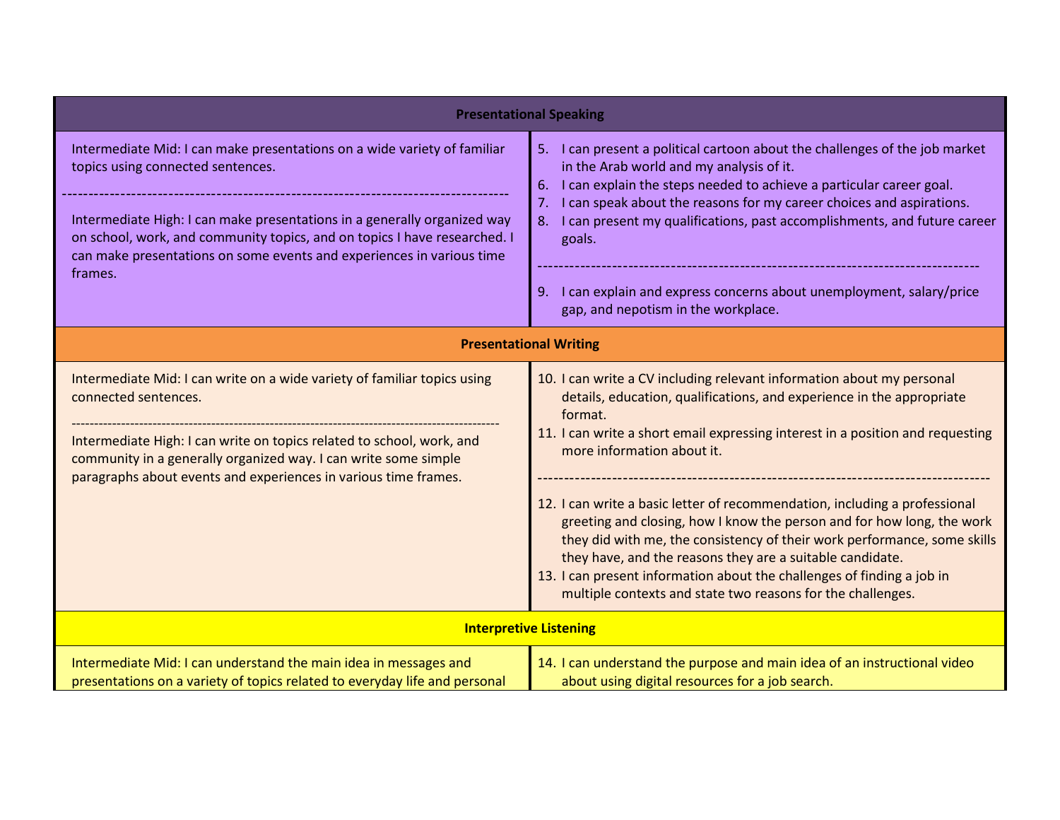| Presentational Speaking | |
|---|---|
| Intermediate Mid: I can make presentations on a wide variety of familiar topics using connected sentences.<br>------------------------------------------------------------------------------------<br>Intermediate High: I can make presentations in a generally organized way on school, work, and community topics, and on topics I have researched. I can make presentations on some events and experiences in various time frames. | 5. I can present a political cartoon about the challenges of the job market in the Arab world and my analysis of it.<br>6. I can explain the steps needed to achieve a particular career goal.<br>7. I can speak about the reasons for my career choices and aspirations.<br>8. I can present my qualifications, past accomplishments, and future career goals.<br>------------------------------------------------------------------------------------<br>9. I can explain and express concerns about unemployment, salary/price gap, and nepotism in the workplace. |
| **Presentational Writing** | |
| Intermediate Mid: I can write on a wide variety of familiar topics using connected sentences.<br>------------------------------------------------------------------------------------<br>Intermediate High: I can write on topics related to school, work, and community in a generally organized way. I can write some simple paragraphs about events and experiences in various time frames. | 10. I can write a CV including relevant information about my personal details, education, qualifications, and experience in the appropriate format.<br>11. I can write a short email expressing interest in a position and requesting more information about it.<br>------------------------------------------------------------------------------------<br>12. I can write a basic letter of recommendation, including a professional greeting and closing, how I know the person and for how long, the work they did with me, the consistency of their work performance, some skills they have, and the reasons they are a suitable candidate.<br>13. I can present information about the challenges of finding a job in multiple contexts and state two reasons for the challenges. |
| **Interpretive Listening** | |
| Intermediate Mid: I can understand the main idea in messages and presentations on a variety of topics related to everyday life and personal | 14. I can understand the purpose and main idea of an instructional video about using digital resources for a job search. |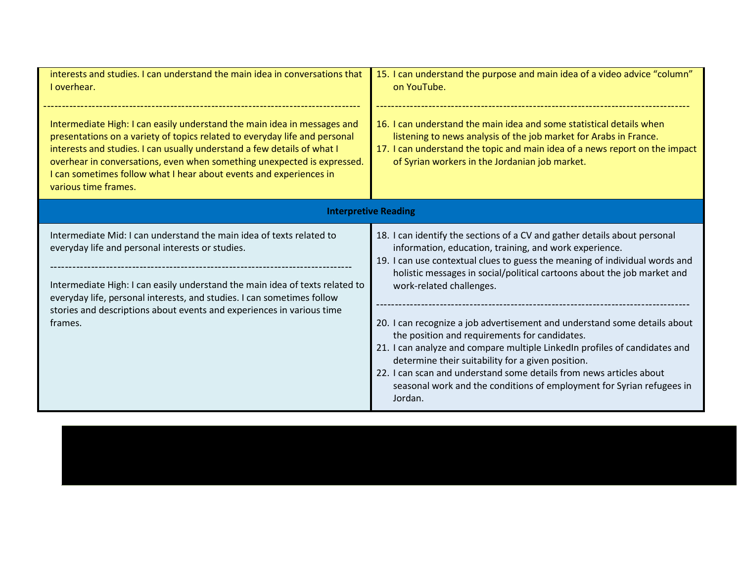| | |
|---|---|
| interests and studies. I can understand the main idea in conversations that I overhear.<br>--------------------------------------------------------------------------------<br>Intermediate High: I can easily understand the main idea in messages and presentations on a variety of topics related to everyday life and personal interests and studies. I can usually understand a few details of what I overhear in conversations, even when something unexpected is expressed. I can sometimes follow what I hear about events and experiences in various time frames. | 15. I can understand the purpose and main idea of a video advice "column" on YouTube.<br>--------------------------------------------------------------------------------<br>16. I can understand the main idea and some statistical details when listening to news analysis of the job market for Arabs in France.<br>17. I can understand the topic and main idea of a news report on the impact of Syrian workers in the Jordanian job market. |
| **Interpretive Reading** | |
| Intermediate Mid: I can understand the main idea of texts related to everyday life and personal interests or studies.<br>--------------------------------------------------------------------------------<br>Intermediate High: I can easily understand the main idea of texts related to everyday life, personal interests, and studies. I can sometimes follow stories and descriptions about events and experiences in various time frames. | 18. I can identify the sections of a CV and gather details about personal information, education, training, and work experience.<br>19. I can use contextual clues to guess the meaning of individual words and holistic messages in social/political cartoons about the job market and work-related challenges.<br>--------------------------------------------------------------------------------<br>20. I can recognize a job advertisement and understand some details about the position and requirements for candidates.<br>21. I can analyze and compare multiple LinkedIn profiles of candidates and determine their suitability for a given position.<br>22. I can scan and understand some details from news articles about seasonal work and the conditions of employment for Syrian refugees in Jordan. |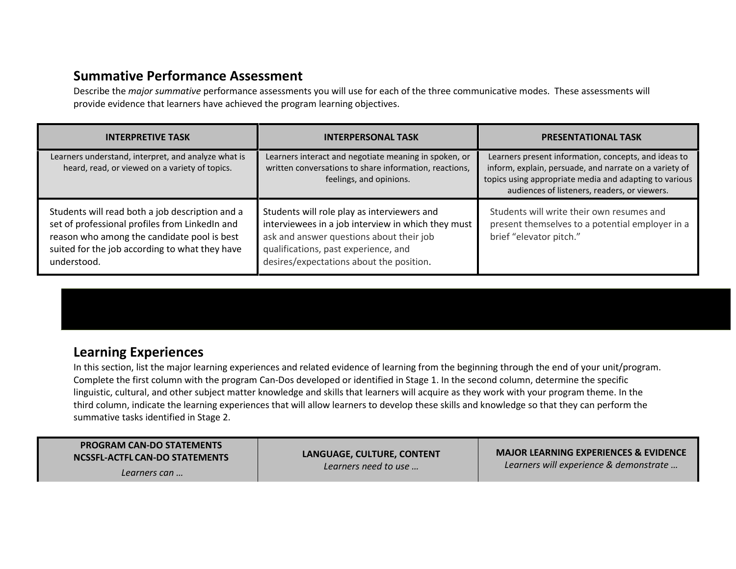## Summative Performance Assessment

Describe the *major summative* performance assessments you will use for each of the three communicative modes. These assessments will provide evidence that learners have achieved the program learning objectives.

| INTERPRETIVE TASK | INTERPERSONAL TASK | PRESENTATIONAL TASK |
|---|---|---|
| Learners understand, interpret, and analyze what is heard, read, or viewed on a variety of topics. | Learners interact and negotiate meaning in spoken, or written conversations to share information, reactions, feelings, and opinions. | Learners present information, concepts, and ideas to inform, explain, persuade, and narrate on a variety of topics using appropriate media and adapting to various audiences of listeners, readers, or viewers. |
| Students will read both a job description and a set of professional profiles from LinkedIn and reason who among the candidate pool is best suited for the job according to what they have understood. | Students will role play as interviewers and interviewees in a job interview in which they must ask and answer questions about their job qualifications, past experience, and desires/expectations about the position. | Students will write their own resumes and present themselves to a potential employer in a brief "elevator pitch." |

## Learning Experiences

In this section, list the major learning experiences and related evidence of learning from the beginning through the end of your unit/program. Complete the first column with the program Can-Dos developed or identified in Stage 1. In the second column, determine the specific linguistic, cultural, and other subject matter knowledge and skills that learners will acquire as they work with your program theme. In the third column, indicate the learning experiences that will allow learners to develop these skills and knowledge so that they can perform the summative tasks identified in Stage 2.

| PROGRAM CAN-DO STATEMENTS NCSSFL-ACTFL CAN-DO STATEMENTS *Learners can …* | LANGUAGE, CULTURE, CONTENT *Learners need to use …* | MAJOR LEARNING EXPERIENCES & EVIDENCE *Learners will experience & demonstrate …* |
|---|---|---|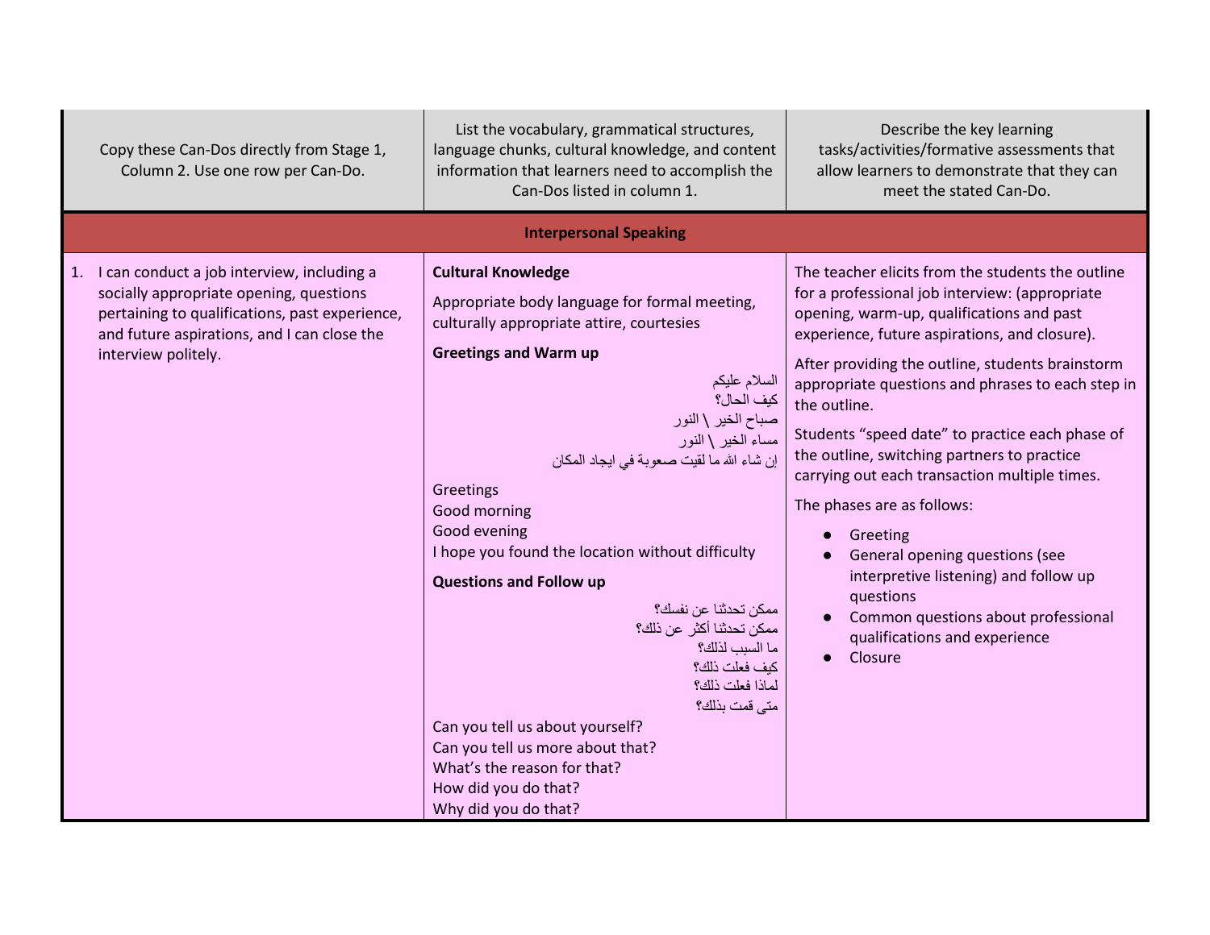| Copy these Can-Dos directly from Stage 1, Column 2. Use one row per Can-Do. | List the vocabulary, grammatical structures, language chunks, cultural knowledge, and content information that learners need to accomplish the Can-Dos listed in column 1. | Describe the key learning tasks/activities/formative assessments that allow learners to demonstrate that they can meet the stated Can-Do. |
|---|---|---|
| **Interpersonal Speaking** | | |
| 1. I can conduct a job interview, including a socially appropriate opening, questions pertaining to qualifications, past experience, and future aspirations, and I can close the interview politely. | **Cultural Knowledge**<br><br>Appropriate body language for formal meeting, culturally appropriate attire, courtesies<br><br>**Greetings and Warm up**<br><br>السلام عليكم<br>كيف الحال؟<br>صباح الخير \ النور<br>مساء الخير \ النور<br>إن شاء الله ما لقيت صعوبة في ايجاد المكان<br><br>Greetings<br>Good morning<br>Good evening<br>I hope you found the location without difficulty<br><br>**Questions and Follow up**<br><br>ممكن تحدثنا عن نفسك؟<br>ممكن تحدثنا أكثر عن ذلك؟<br>ما السبب لذلك؟<br>كيف فعلت ذلك؟<br>لماذا فعلت ذلك؟<br>متى قمت بذلك؟<br><br>Can you tell us about yourself?<br>Can you tell us more about that?<br>What's the reason for that?<br>How did you do that?<br>Why did you do that? | The teacher elicits from the students the outline for a professional job interview: (appropriate opening, warm-up, qualifications and past experience, future aspirations, and closure).<br><br>After providing the outline, students brainstorm appropriate questions and phrases to each step in the outline.<br><br>Students "speed date" to practice each phase of the outline, switching partners to practice carrying out each transaction multiple times.<br><br>The phases are as follows:<br><br>● Greeting<br>● General opening questions (see interpretive listening) and follow up questions<br>● Common questions about professional qualifications and experience<br>● Closure |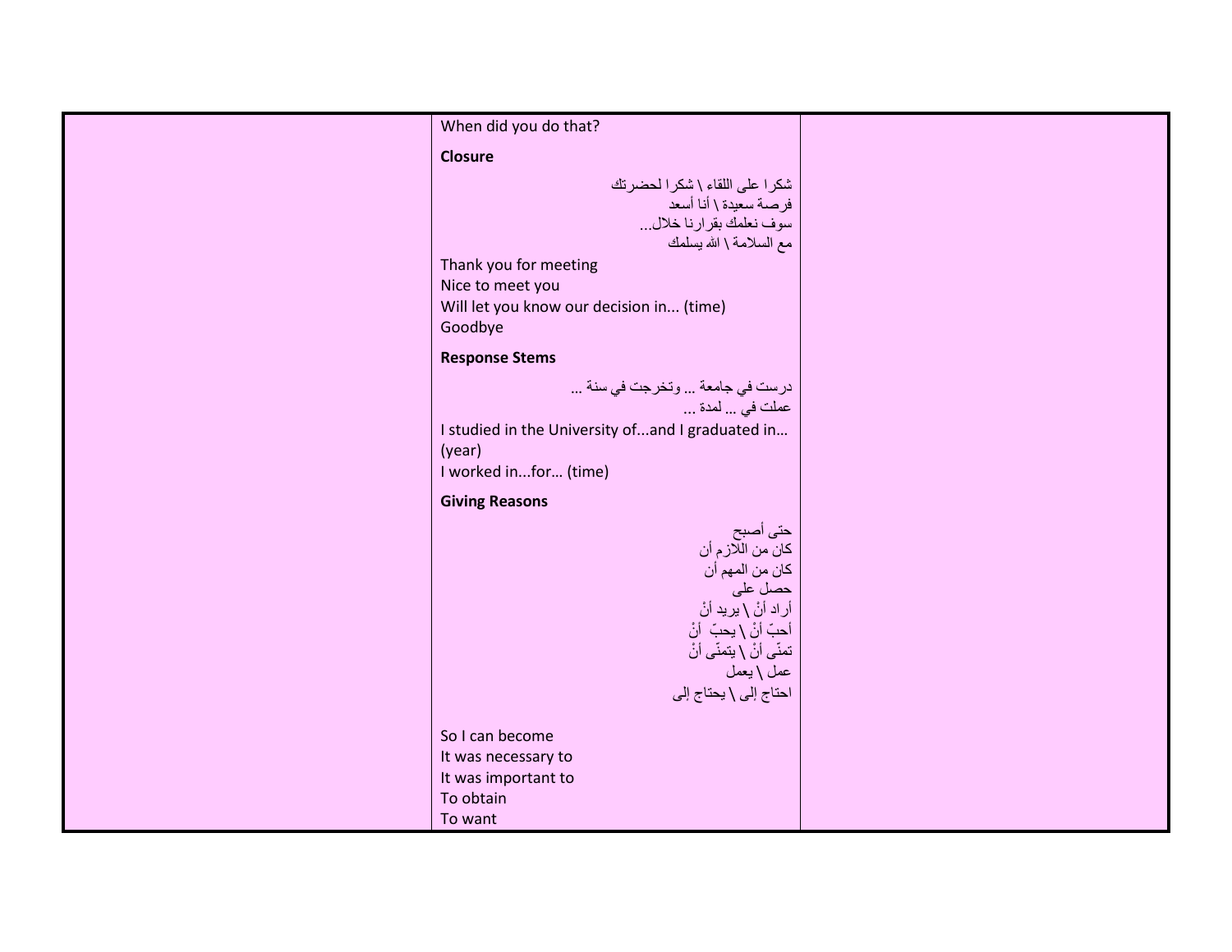| | | |
|---|---|---|
| | When did you do that?<br><br>**Closure**<br><br>شكرا على اللقاء \ شكرا لحضرتك<br>فرصة سعيدة \ أنا أسعد<br>سوف نعلمك بقرارنا خلال...<br>مع السلامة \ الله يسلمك<br><br>Thank you for meeting<br>Nice to meet you<br>Will let you know our decision in... (time)<br>Goodbye<br><br>**Response Stems**<br><br>درست في جامعة ... وتخرجت في سنة ...<br>عملت في ... لمدة ...<br><br>I studied in the University of...and I graduated in… (year)<br>I worked in...for… (time)<br><br>**Giving Reasons**<br><br>حتى أصبح<br>كان من اللازم أن<br>كان من المهم أن<br>حصل على<br>أراد أنْ \ يريد أنْ<br>أحبّ أنْ \ يحبّ أنْ<br>تمنّى أنْ \ يتمنّى أنْ<br>عمل \ يعمل<br>احتاج إلى \ يحتاج إلى<br><br>So I can become<br>It was necessary to<br>It was important to<br>To obtain<br>To want | |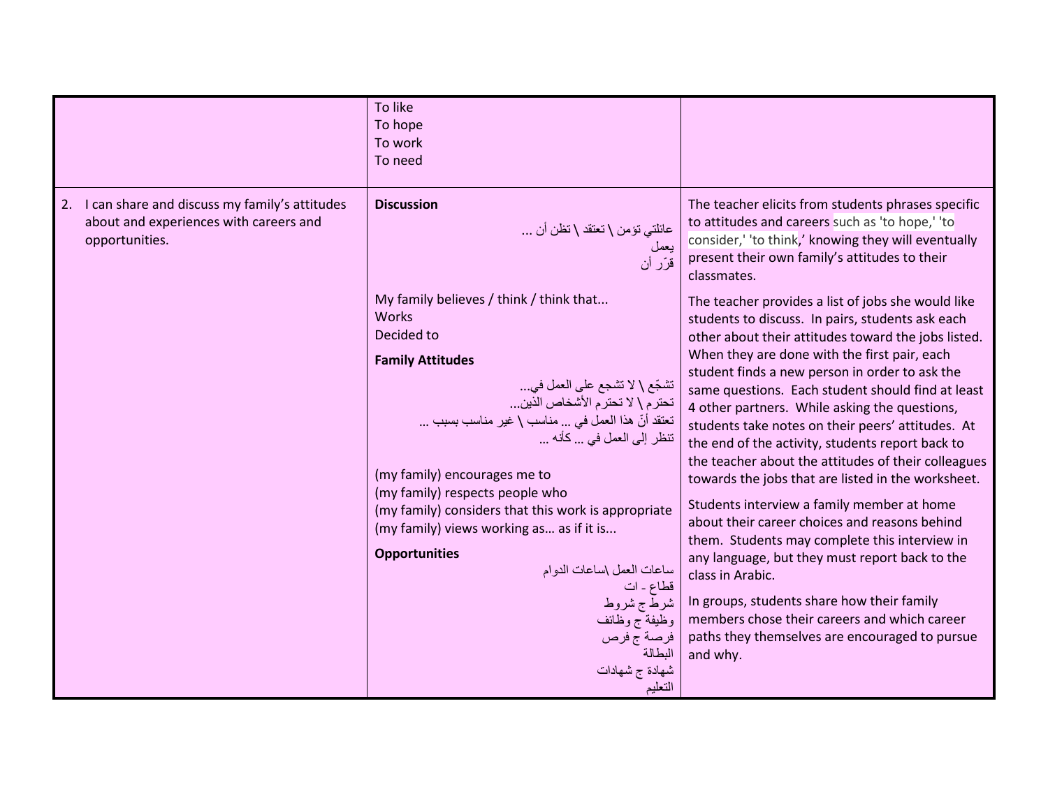| | | |
|---|---|---|
| | To like<br>To hope<br>To work<br>To need | |
| 2. I can share and discuss my family's attitudes about and experiences with careers and opportunities. | **Discussion**<br>عائلتي تؤمن \ تعتقد \ تظن أن ...<br>يعمل<br>قرّر أن<br><br>My family believes / think / think that...<br>Works<br>Decided to<br><br>**Family Attitudes**<br>تشجّع \ لا تشجع على العمل في...<br>تحترم \ لا تحترم الأشخاص الذين...<br>تعتقد أنّ هذا العمل في ... مناسب \ غير مناسب بسبب ...<br>تنظر إلى العمل في ... كأنه ...<br><br>(my family) encourages me to<br>(my family) respects people who<br>(my family) considers that this work is appropriate<br>(my family) views working as… as if it is...<br><br>**Opportunities**<br>ساعات العمل \ساعات الدوام<br>قطاع - ات<br>شرط ج شروط<br>وظيفة ج وظائف<br>فرصة ج فرص<br>البطالة<br>شهادة ج شهادات<br>التعليم | The teacher elicits from students phrases specific to attitudes and careers such as 'to hope,' 'to consider,' 'to think,' knowing they will eventually present their own family's attitudes to their classmates.<br><br>The teacher provides a list of jobs she would like students to discuss. In pairs, students ask each other about their attitudes toward the jobs listed. When they are done with the first pair, each student finds a new person in order to ask the same questions. Each student should find at least 4 other partners. While asking the questions, students take notes on their peers' attitudes. At the end of the activity, students report back to the teacher about the attitudes of their colleagues towards the jobs that are listed in the worksheet.<br><br>Students interview a family member at home about their career choices and reasons behind them. Students may complete this interview in any language, but they must report back to the class in Arabic.<br><br>In groups, students share how their family members chose their careers and which career paths they themselves are encouraged to pursue and why. |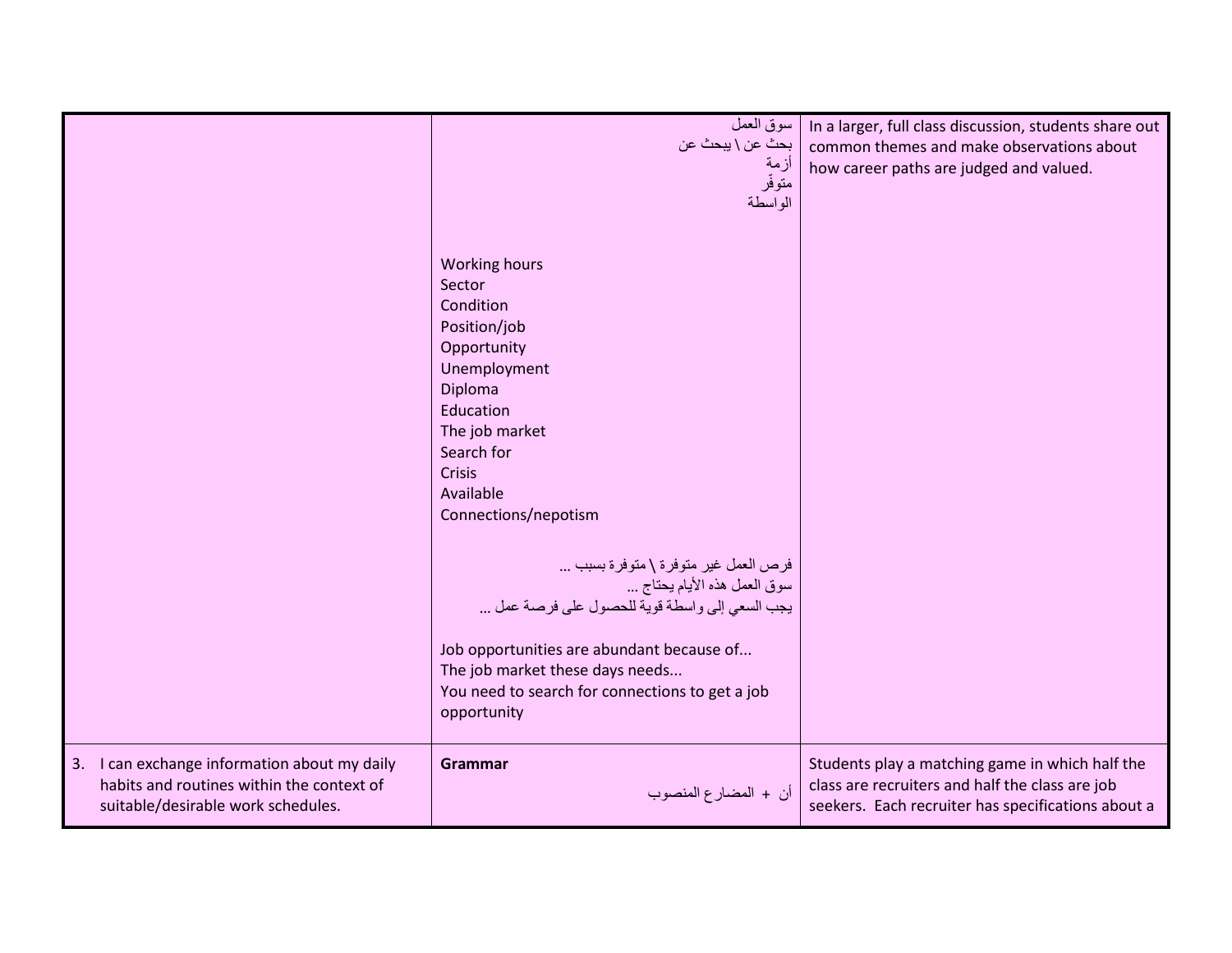| | | |
|---|---|---|
| | سوق العمل<br>بحث عن \ يبحث عن<br>أزمة<br>متوفّر<br>الواسطة<br><br>Working hours<br>Sector<br>Condition<br>Position/job<br>Opportunity<br>Unemployment<br>Diploma<br>Education<br>The job market<br>Search for<br>Crisis<br>Available<br>Connections/nepotism<br><br>فرص العمل غير متوفرة \ متوفرة بسبب ...<br>سوق العمل هذه الأيام يحتاج ...<br>يجب السعي إلى واسطة قوية للحصول على فرصة عمل ...<br><br>Job opportunities are abundant because of...<br>The job market these days needs...<br>You need to search for connections to get a job opportunity | In a larger, full class discussion, students share out common themes and make observations about how career paths are judged and valued. |
| 3. I can exchange information about my daily habits and routines within the context of suitable/desirable work schedules. | **Grammar**<br><br>أن + المضارع المنصوب | Students play a matching game in which half the class are recruiters and half the class are job seekers. Each recruiter has specifications about a |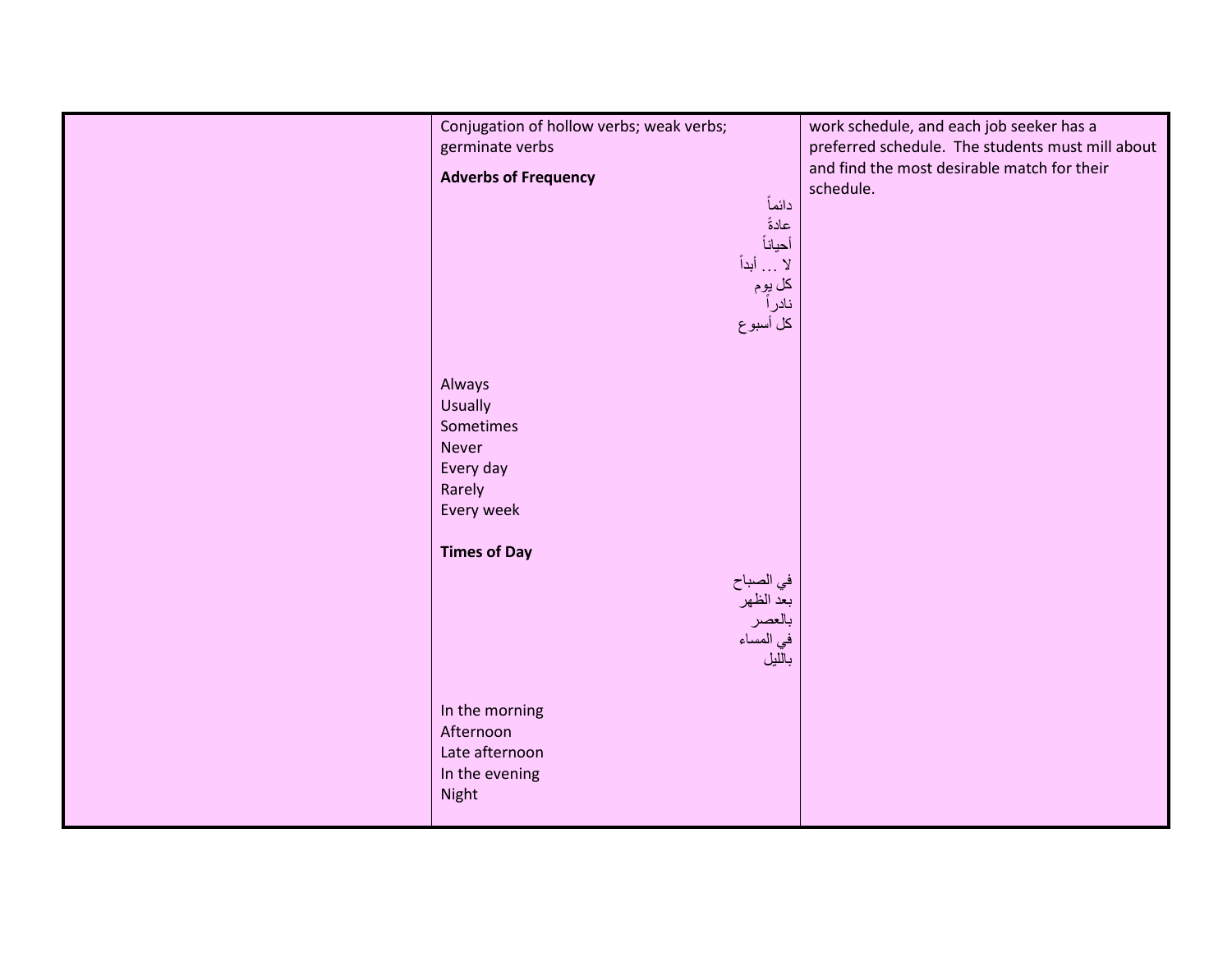|  | Conjugation of hollow verbs; weak verbs; germinate verbs<br><br>**Adverbs of Frequency**<br><br>دائماً<br>عادةً<br>أحياناً<br>لا ... أبداً<br>كل يوم<br>نادراً<br>كل أسبوع<br><br>Always<br>Usually<br>Sometimes<br>Never<br>Every day<br>Rarely<br>Every week<br><br>**Times of Day**<br><br>في الصباح<br>بعد الظهر<br>بالعصر<br>في المساء<br>بالليل<br><br>In the morning<br>Afternoon<br>Late afternoon<br>In the evening<br>Night | work schedule, and each job seeker has a preferred schedule. The students must mill about and find the most desirable match for their schedule. |
| --- | --- | --- |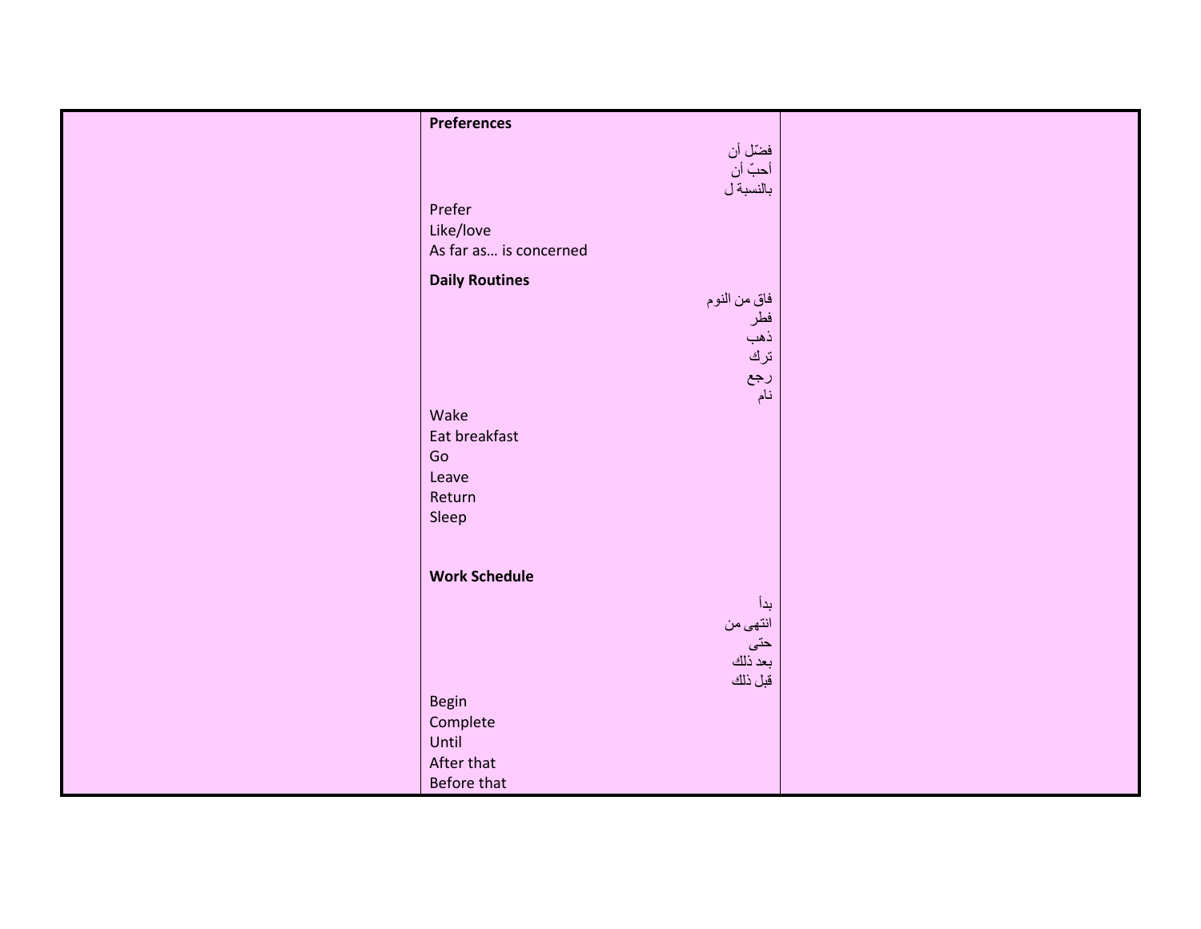|  | **Preferences**<br><br>فضّل أن<br>أحبّ أن<br>بالنسبة ل<br><br>Prefer<br>Like/love<br>As far as… is concerned<br><br>**Daily Routines**<br><br>فاق من النوم<br>فطر<br>ذهب<br>ترك<br>رجع<br>نام<br><br>Wake<br>Eat breakfast<br>Go<br>Leave<br>Return<br>Sleep<br><br>**Work Schedule**<br><br>بدأ<br>انتهى من<br>حتى<br>بعد ذلك<br>قبل ذلك<br><br>Begin<br>Complete<br>Until<br>After that<br>Before that |  |
| --- | --- | --- |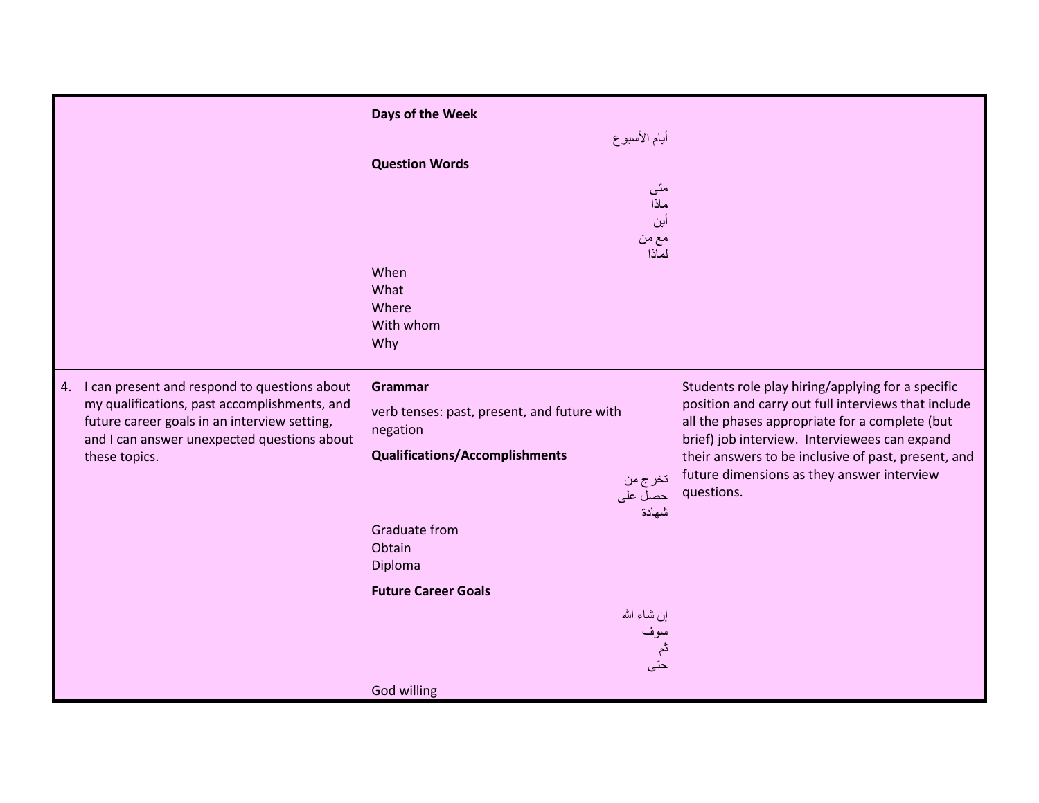| | | |
|---|---|---|
| | **Days of the Week**<br><br>أيام الأسبوع<br><br>**Question Words**<br><br>متى<br>ماذا<br>أين<br>مع من<br>لماذا<br><br>When<br>What<br>Where<br>With whom<br>Why | |
| 4. I can present and respond to questions about my qualifications, past accomplishments, and future career goals in an interview setting, and I can answer unexpected questions about these topics. | **Grammar**<br><br>verb tenses: past, present, and future with negation<br><br>**Qualifications/Accomplishments**<br><br>تخرج من<br>حصل على<br>شهادة<br><br>Graduate from<br>Obtain<br>Diploma<br><br>**Future Career Goals**<br><br>إن شاء الله<br>سوف<br>ثم<br>حتى<br><br>God willing | Students role play hiring/applying for a specific position and carry out full interviews that include all the phases appropriate for a complete (but brief) job interview. Interviewees can expand their answers to be inclusive of past, present, and future dimensions as they answer interview questions. |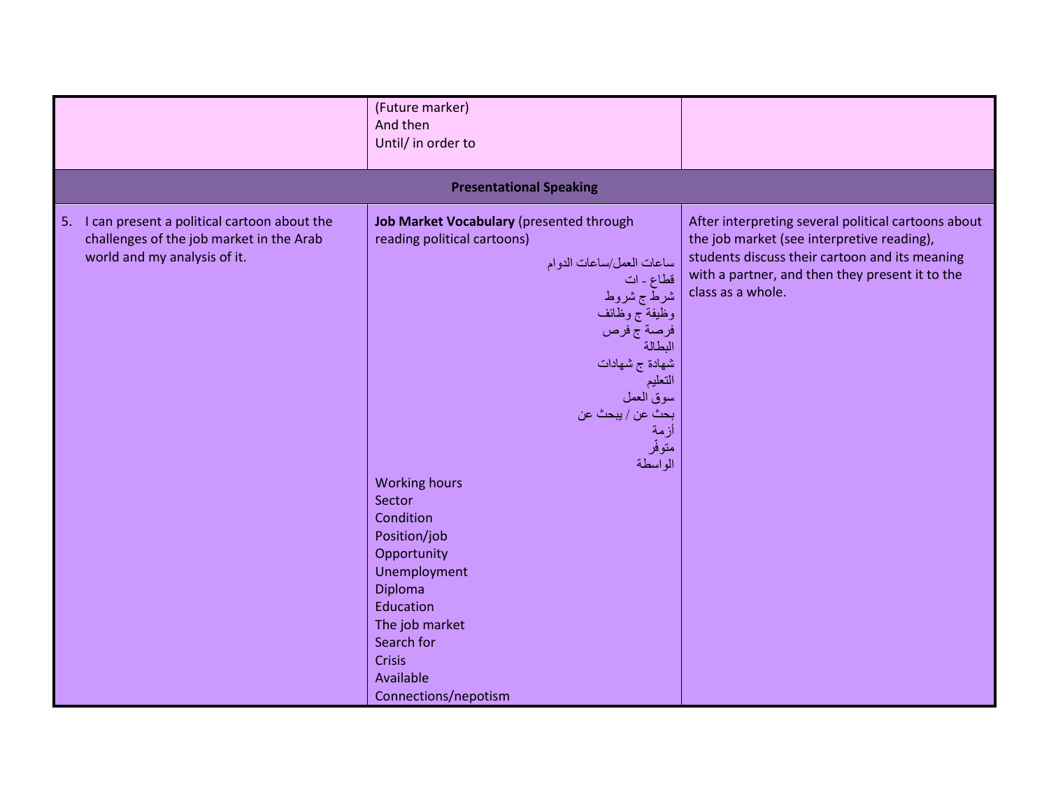| | | |
|---|---|---|
| | (Future marker)<br>And then<br>Until/ in order to | |
| **Presentational Speaking** | | |
| 5. I can present a political cartoon about the challenges of the job market in the Arab world and my analysis of it. | **Job Market Vocabulary** (presented through reading political cartoons)<br>ساعات العمل/ساعات الدوام<br>قطاع - ات<br>شرط ج شروط<br>وظيفة ج وظائف<br>فرصة ج فرص<br>البطالة<br>شهادة ج شهادات<br>التعليم<br>سوق العمل<br>بحث عن / يبحث عن<br>أزمة<br>متوفّر<br>الواسطة<br>Working hours<br>Sector<br>Condition<br>Position/job<br>Opportunity<br>Unemployment<br>Diploma<br>Education<br>The job market<br>Search for<br>Crisis<br>Available<br>Connections/nepotism | After interpreting several political cartoons about the job market (see interpretive reading), students discuss their cartoon and its meaning with a partner, and then they present it to the class as a whole. |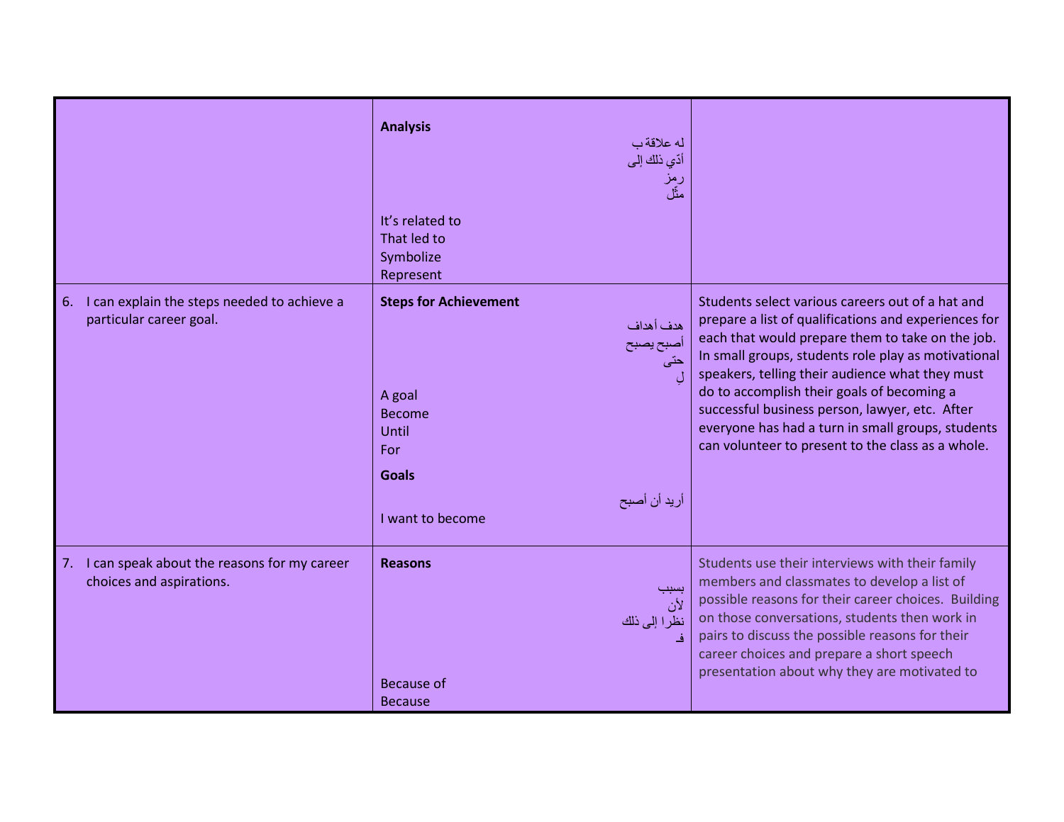| | | |
|---|---|---|
| | **Analysis**<br><br>له علاقة ب<br>أدّي ذلك إلى<br>رمز<br>مثّل<br><br>It's related to<br>That led to<br>Symbolize<br>Represent | |
| 6. I can explain the steps needed to achieve a particular career goal. | **Steps for Achievement**<br><br>هدف أهداف<br>أصبح يصبح<br>حتى<br>لِ<br><br>A goal<br>Become<br>Until<br>For<br><br>**Goals**<br><br>أريد أن أصبح<br><br>I want to become | Students select various careers out of a hat and prepare a list of qualifications and experiences for each that would prepare them to take on the job. In small groups, students role play as motivational speakers, telling their audience what they must do to accomplish their goals of becoming a successful business person, lawyer, etc. After everyone has had a turn in small groups, students can volunteer to present to the class as a whole. |
| 7. I can speak about the reasons for my career choices and aspirations. | **Reasons**<br><br>بسبب<br>لأن<br>نظرا إلى ذلك<br>فـ<br><br>Because of<br>Because | Students use their interviews with their family members and classmates to develop a list of possible reasons for their career choices. Building on those conversations, students then work in pairs to discuss the possible reasons for their career choices and prepare a short speech presentation about why they are motivated to |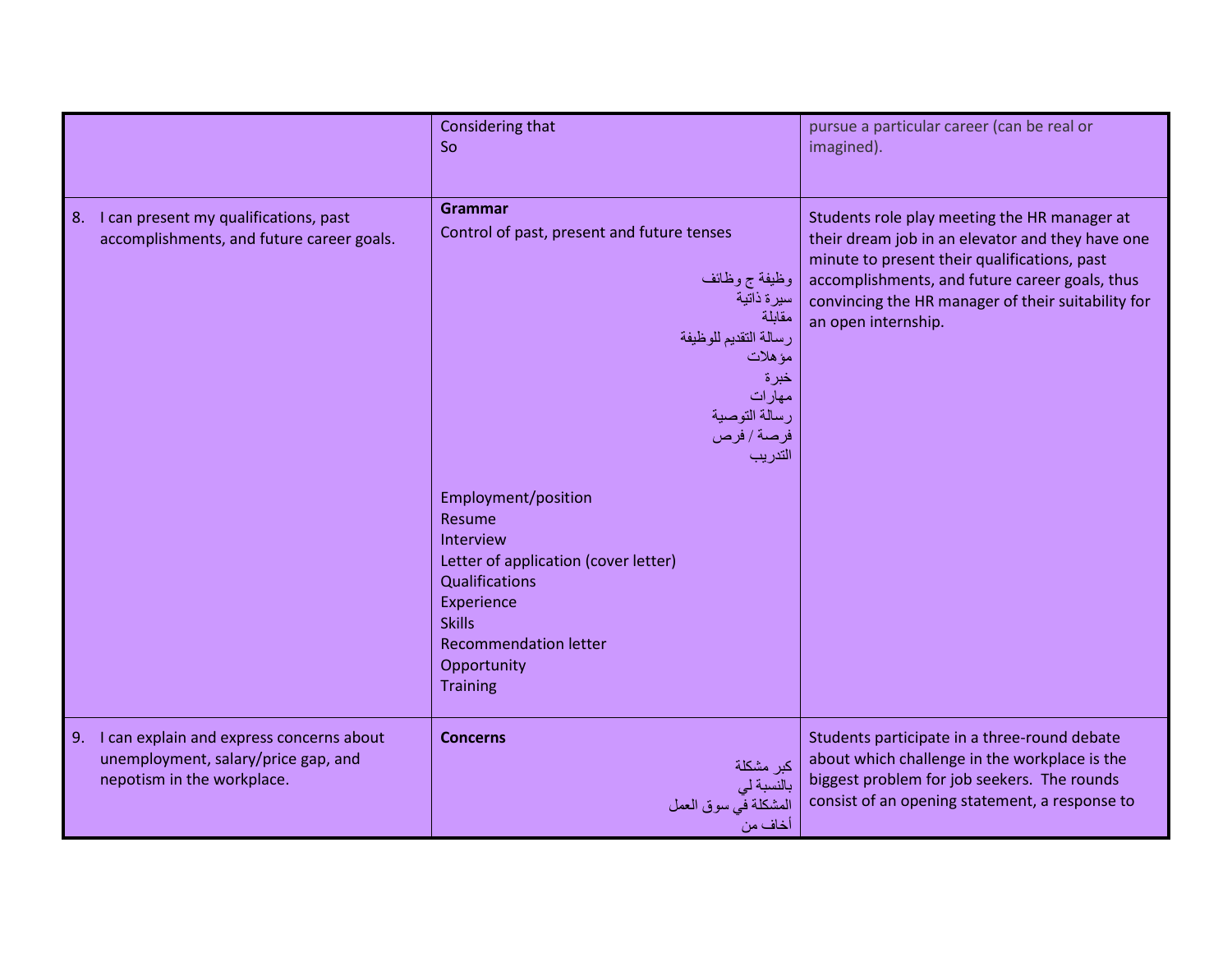|  |  |  |
|---|---|---|
|  | Considering that<br>So | pursue a particular career (can be real or imagined). |
| 8. I can present my qualifications, past accomplishments, and future career goals. | **Grammar**<br>Control of past, present and future tenses<br><br>وظيفة ج وظائف<br>سيرة ذاتية<br>مقابلة<br>رسالة التقديم للوظيفة<br>مؤهلات<br>خبرة<br>مهارات<br>رسالة التوصية<br>فرصة / فرص<br>التدريب<br><br>Employment/position<br>Resume<br>Interview<br>Letter of application (cover letter)<br>Qualifications<br>Experience<br>Skills<br>Recommendation letter<br>Opportunity<br>Training | Students role play meeting the HR manager at their dream job in an elevator and they have one minute to present their qualifications, past accomplishments, and future career goals, thus convincing the HR manager of their suitability for an open internship. |
| 9. I can explain and express concerns about unemployment, salary/price gap, and nepotism in the workplace. | **Concerns**<br><br>كبر مشكلة<br>بالنسبة لي<br>المشكلة في سوق العمل<br>أخاف من | Students participate in a three-round debate about which challenge in the workplace is the biggest problem for job seekers. The rounds consist of an opening statement, a response to |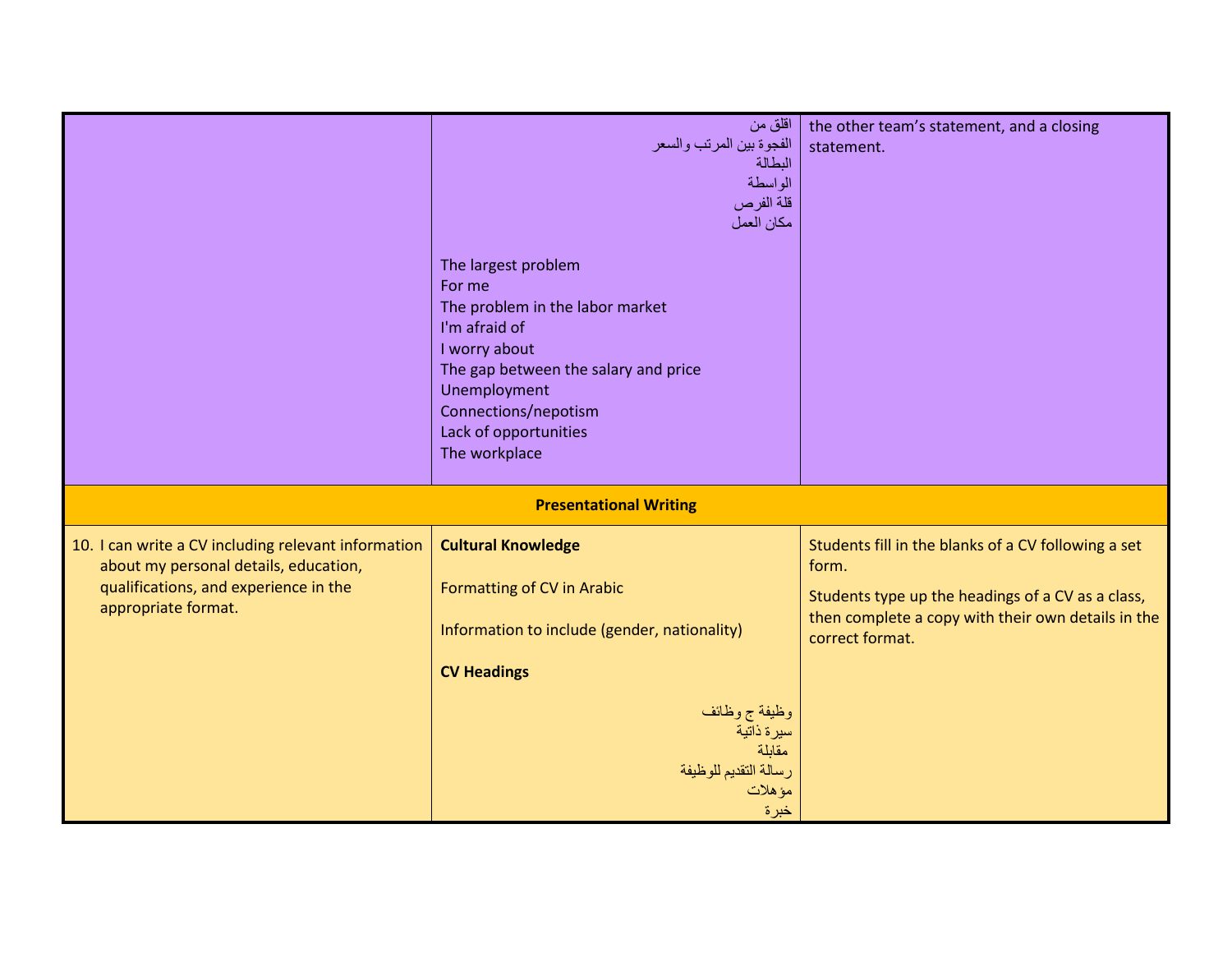| | | |
|---|---|---|
| | اقلق من<br>الفجوة بين المرتب والسعر<br>البطالة<br>الواسطة<br>قلة الفرص<br>مكان العمل<br><br>The largest problem<br>For me<br>The problem in the labor market<br>I'm afraid of<br>I worry about<br>The gap between the salary and price<br>Unemployment<br>Connections/nepotism<br>Lack of opportunities<br>The workplace | the other team's statement, and a closing statement. |
| **Presentational Writing** | | |
| 10. I can write a CV including relevant information about my personal details, education, qualifications, and experience in the appropriate format. | **Cultural Knowledge**<br><br>Formatting of CV in Arabic<br><br>Information to include (gender, nationality)<br><br>**CV Headings**<br><br>وظيفة ج وظائف<br>سيرة ذاتية<br>مقابلة<br>رسالة التقديم للوظيفة<br>مؤهلات<br>خبرة | Students fill in the blanks of a CV following a set form.<br><br>Students type up the headings of a CV as a class, then complete a copy with their own details in the correct format. |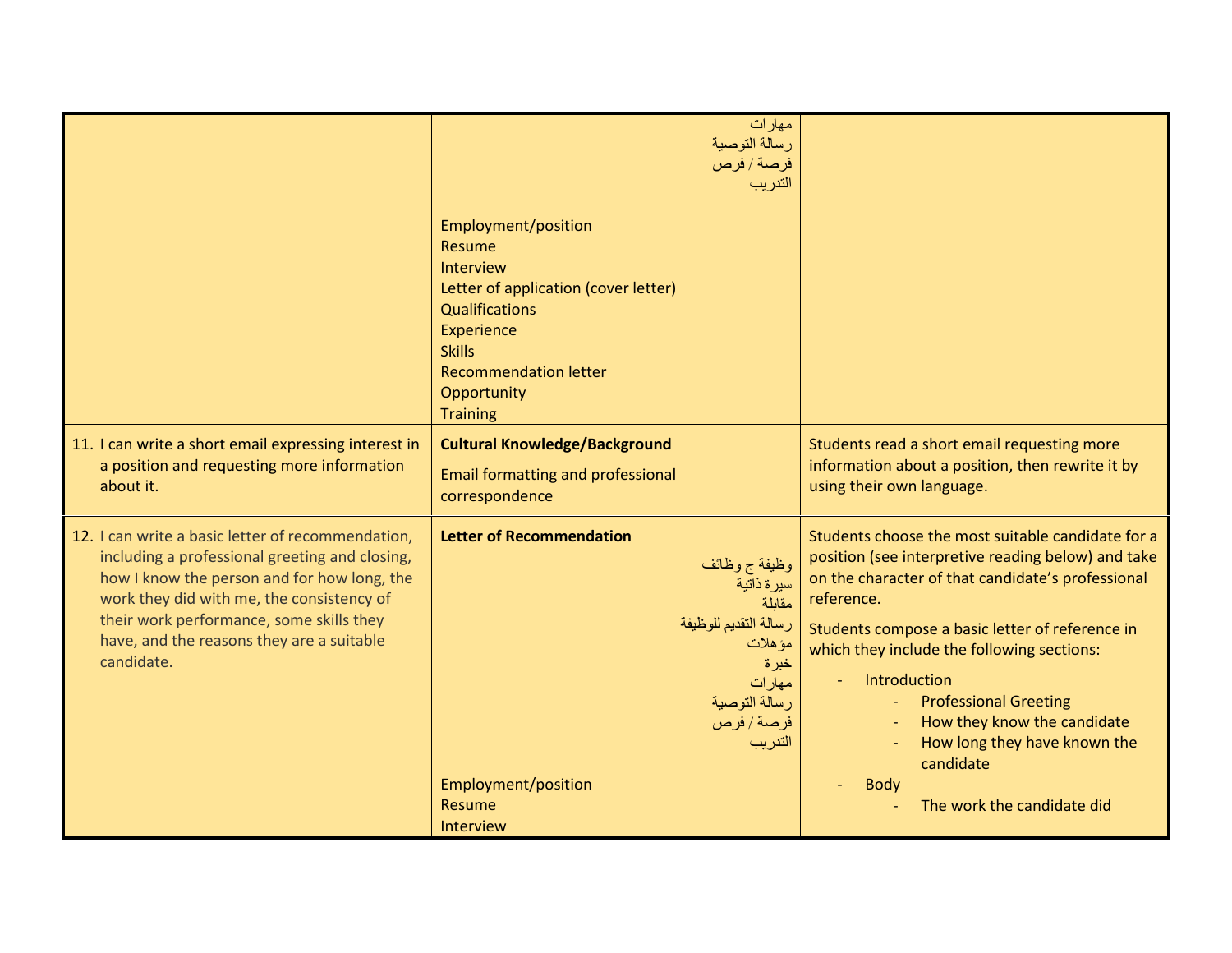| | | |
|---|---|---|
| | مهارات<br>رسالة التوصية<br>فرصة / فرص<br>التدريب<br><br>Employment/position<br>Resume<br>Interview<br>Letter of application (cover letter)<br>Qualifications<br>Experience<br>Skills<br>Recommendation letter<br>Opportunity<br>Training | |
| 11. I can write a short email expressing interest in a position and requesting more information about it. | **Cultural Knowledge/Background**<br><br>Email formatting and professional correspondence | Students read a short email requesting more information about a position, then rewrite it by using their own language. |
| 12. I can write a basic letter of recommendation, including a professional greeting and closing, how I know the person and for how long, the work they did with me, the consistency of their work performance, some skills they have, and the reasons they are a suitable candidate. | **Letter of Recommendation**<br><br>وظيفة ج وظائف<br>سيرة ذاتية<br>مقابلة<br>رسالة التقديم للوظيفة<br>مؤهلات<br>خبرة<br>مهارات<br>رسالة التوصية<br>فرصة / فرص<br>التدريب<br><br>Employment/position<br>Resume<br>Interview | Students choose the most suitable candidate for a position (see interpretive reading below) and take on the character of that candidate's professional reference.<br><br>Students compose a basic letter of reference in which they include the following sections:<br>- Introduction<br>&nbsp;&nbsp;- Professional Greeting<br>&nbsp;&nbsp;- How they know the candidate<br>&nbsp;&nbsp;- How long they have known the candidate<br>- Body<br>&nbsp;&nbsp;- The work the candidate did |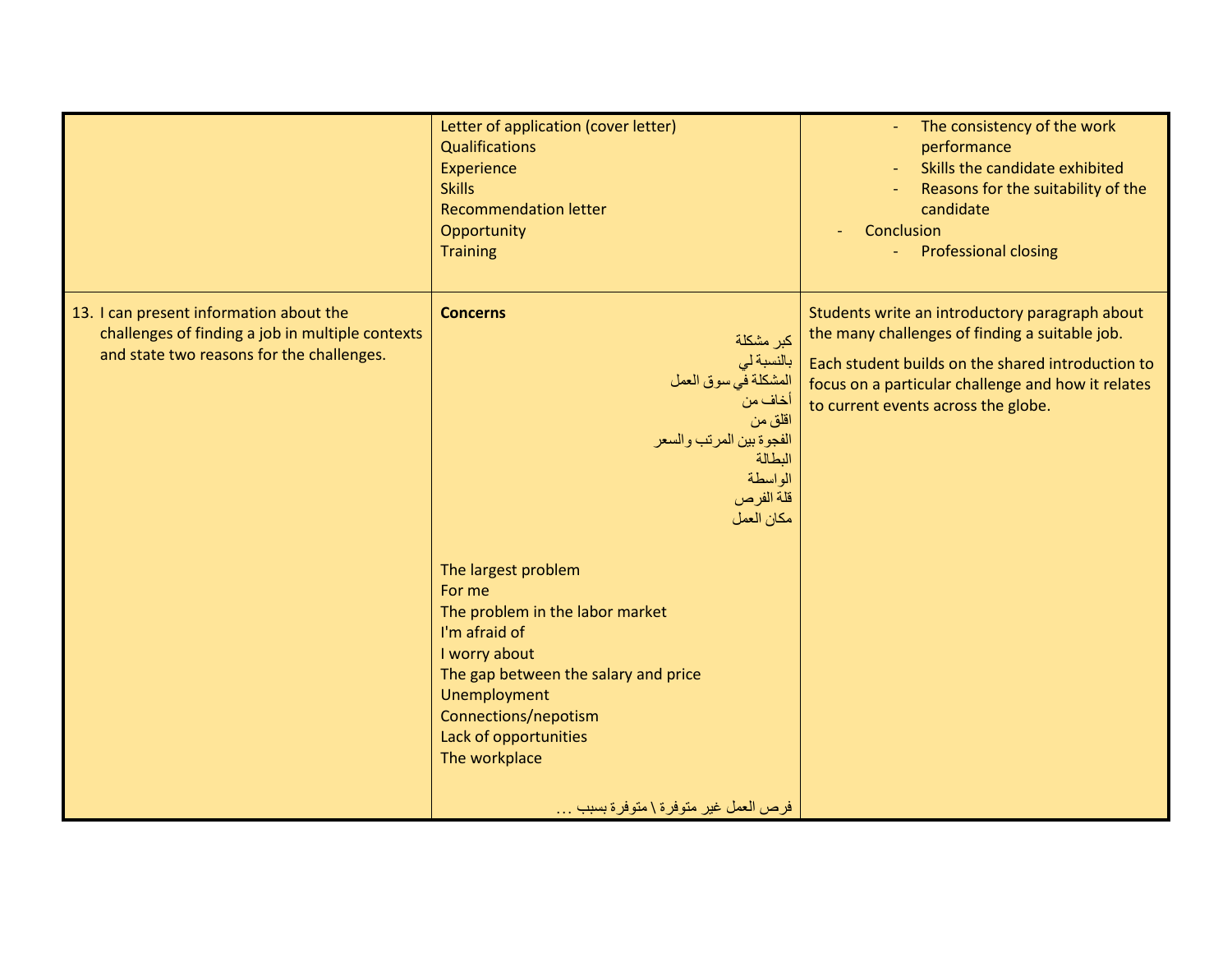| | | |
|---|---|---|
| | Letter of application (cover letter)<br>Qualifications<br>Experience<br>Skills<br>Recommendation letter<br>Opportunity<br>Training | - The consistency of the work performance<br>- Skills the candidate exhibited<br>- Reasons for the suitability of the candidate<br>- Conclusion<br>  - Professional closing |
| 13. I can present information about the challenges of finding a job in multiple contexts and state two reasons for the challenges. | **Concerns**<br>كبر مشكلة<br>بالنسبة لي<br>المشكلة في سوق العمل<br>أخاف من<br>اقلق من<br>الفجوة بين المرتب والسعر<br>البطالة<br>الواسطة<br>قلة الفرص<br>مكان العمل<br><br>The largest problem<br>For me<br>The problem in the labor market<br>I'm afraid of<br>I worry about<br>The gap between the salary and price<br>Unemployment<br>Connections/nepotism<br>Lack of opportunities<br>The workplace<br><br>فرص العمل غير متوفرة \ متوفرة بسبب ... | Students write an introductory paragraph about the many challenges of finding a suitable job.<br><br>Each student builds on the shared introduction to focus on a particular challenge and how it relates to current events across the globe. |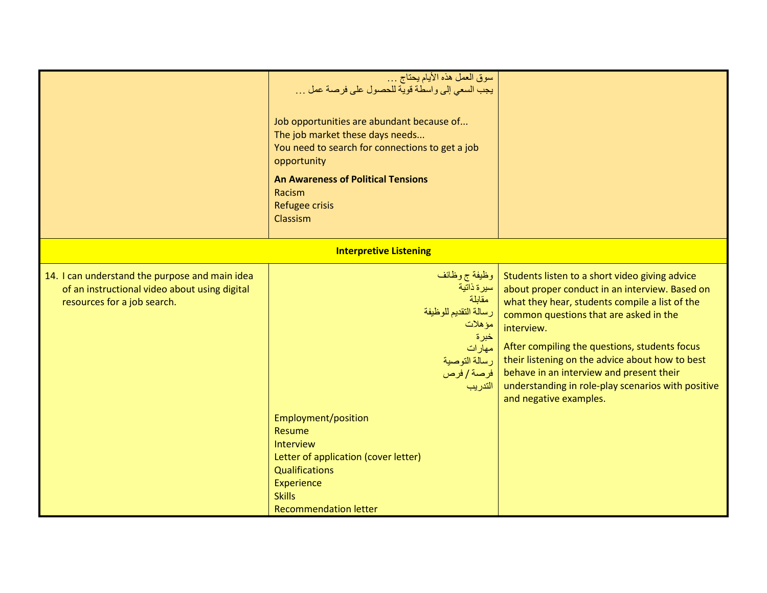| | | |
|---|---|---|
| | سوق العمل هذه الأيام يحتاج ...<br>يجب السعي إلى واسطة قوية للحصول على فرصة عمل ...<br><br>Job opportunities are abundant because of...<br>The job market these days needs...<br>You need to search for connections to get a job opportunity<br><br>**An Awareness of Political Tensions**<br>Racism<br>Refugee crisis<br>Classism | |
| | **Interpretive Listening** | |
| 14. I can understand the purpose and main idea of an instructional video about using digital resources for a job search. | وظيفة ج وظائف<br>سيرة ذاتية<br>مقابلة<br>رسالة التقديم للوظيفة<br>مؤهلات<br>خبرة<br>مهارات<br>رسالة التوصية<br>فرصة / فرص<br>التدريب<br><br>Employment/position<br>Resume<br>Interview<br>Letter of application (cover letter)<br>Qualifications<br>Experience<br>Skills<br>Recommendation letter | Students listen to a short video giving advice about proper conduct in an interview. Based on what they hear, students compile a list of the common questions that are asked in the interview.<br><br>After compiling the questions, students focus their listening on the advice about how to best behave in an interview and present their understanding in role-play scenarios with positive and negative examples. |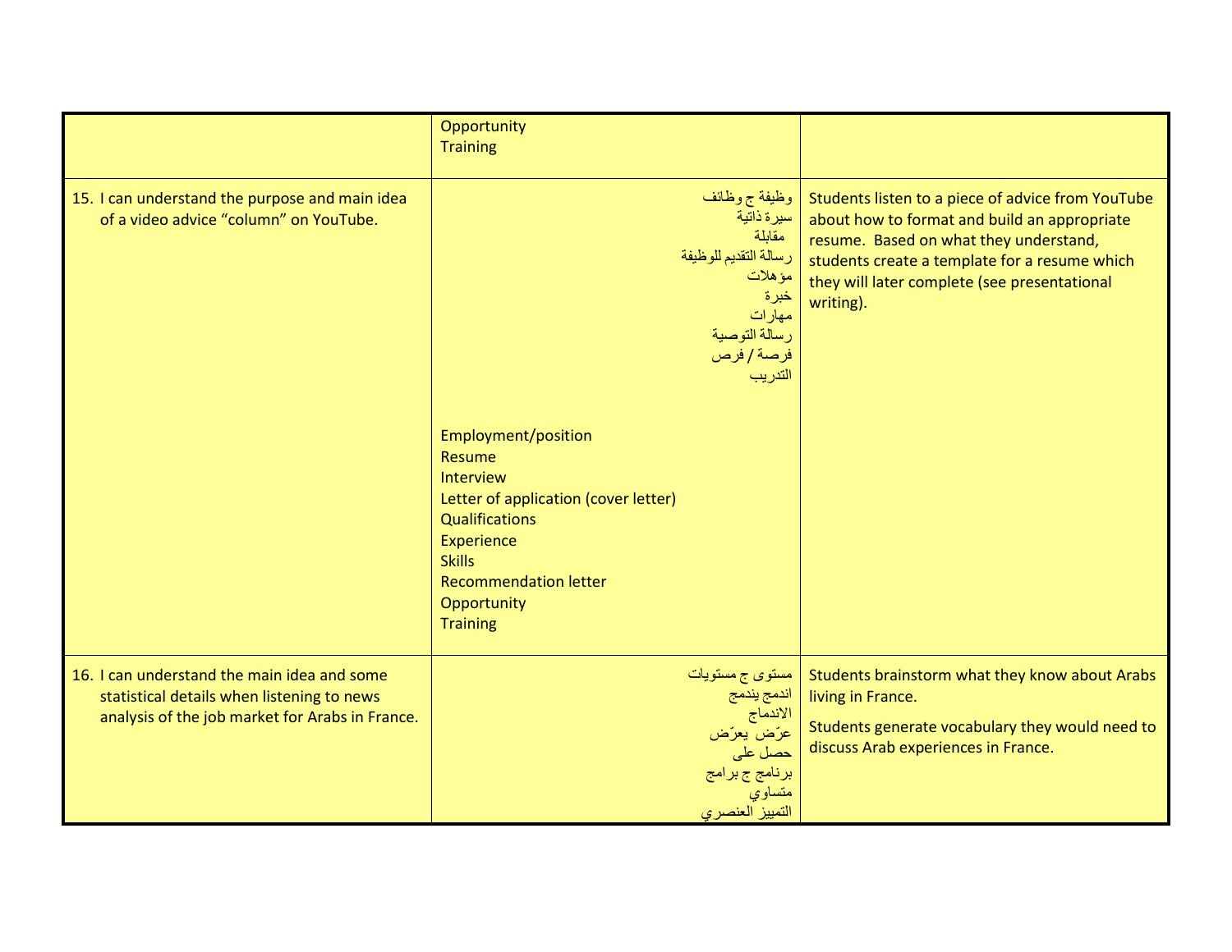| | | |
|---|---|---|
| | Opportunity<br>Training | |
| 15. I can understand the purpose and main idea of a video advice "column" on YouTube. | وظيفة ج وظائف<br>سيرة ذاتية<br>مقابلة<br>رسالة التقديم للوظيفة<br>مؤهلات<br>خبرة<br>مهارات<br>رسالة التوصية<br>فرصة / فرص<br>التدريب<br><br>Employment/position<br>Resume<br>Interview<br>Letter of application (cover letter)<br>Qualifications<br>Experience<br>Skills<br>Recommendation letter<br>Opportunity<br>Training | Students listen to a piece of advice from YouTube about how to format and build an appropriate resume. Based on what they understand, students create a template for a resume which they will later complete (see presentational writing). |
| 16. I can understand the main idea and some statistical details when listening to news analysis of the job market for Arabs in France. | مستوى ج مستويات<br>اندمج يندمج<br>الاندماج<br>عرّض يعرّض<br>حصل على<br>برنامج ج برامج<br>متساوي<br>التمييز العنصري | Students brainstorm what they know about Arabs living in France.<br><br>Students generate vocabulary they would need to discuss Arab experiences in France. |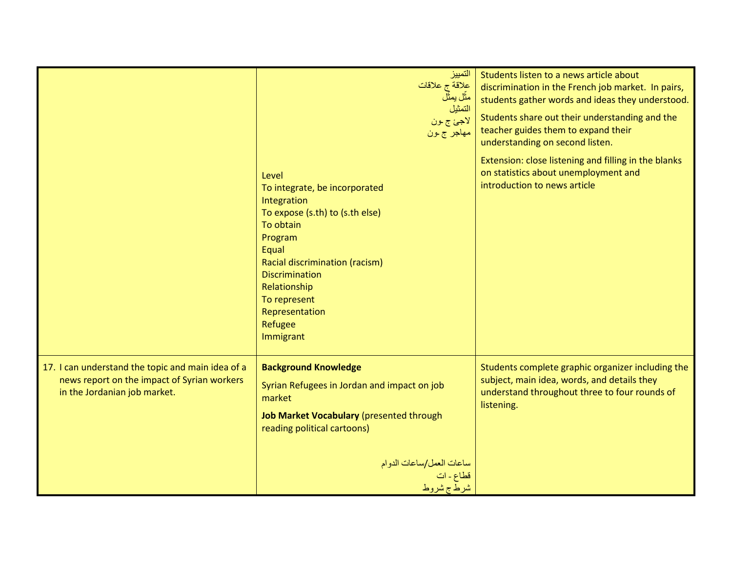| | | |
|---|---|---|
| | التمييز<br>علاقة ج علاقات<br>مثّل يمثّل<br>التمثيل<br>لاجئ ج ـون<br>مهاجر ج ـون<br><br>Level<br>To integrate, be incorporated<br>Integration<br>To expose (s.th) to (s.th else)<br>To obtain<br>Program<br>Equal<br>Racial discrimination (racism)<br>Discrimination<br>Relationship<br>To represent<br>Representation<br>Refugee<br>Immigrant | Students listen to a news article about discrimination in the French job market. In pairs, students gather words and ideas they understood.<br><br>Students share out their understanding and the teacher guides them to expand their understanding on second listen.<br><br>Extension: close listening and filling in the blanks on statistics about unemployment and introduction to news article |
| 17. I can understand the topic and main idea of a news report on the impact of Syrian workers in the Jordanian job market. | **Background Knowledge**<br><br>Syrian Refugees in Jordan and impact on job market<br><br>**Job Market Vocabulary** (presented through reading political cartoons)<br><br>ساعات العمل/ساعات الدوام<br>قطاع - ات<br>شرط ج شروط | Students complete graphic organizer including the subject, main idea, words, and details they understand throughout three to four rounds of listening. |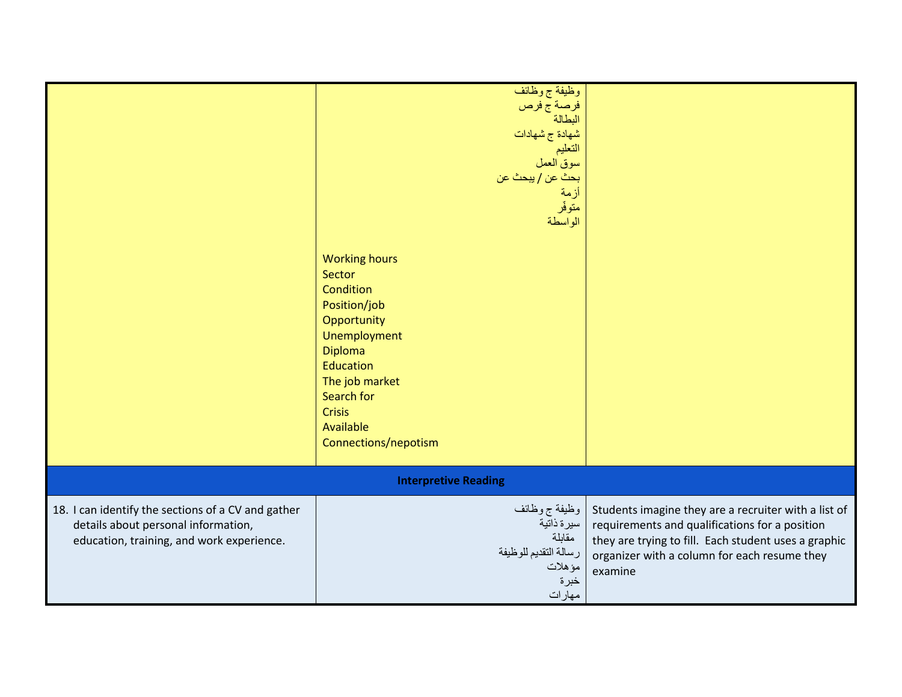| | | |
|---|---|---|
| | وظيفة ج وظائف<br>فرصة ج فرص<br>البطالة<br>شهادة ج شهادات<br>التعليم<br>سوق العمل<br>بحث عن / يبحث عن<br>أزمة<br>متوفر<br>الواسطة<br><br>Working hours<br>Sector<br>Condition<br>Position/job<br>Opportunity<br>Unemployment<br>Diploma<br>Education<br>The job market<br>Search for<br>Crisis<br>Available<br>Connections/nepotism | |
| **Interpretive Reading** | | |
| 18. I can identify the sections of a CV and gather details about personal information, education, training, and work experience. | وظيفة ج وظائف<br>سيرة ذاتية<br>مقابلة<br>رسالة التقديم للوظيفة<br>مؤهلات<br>خبرة<br>مهارات | Students imagine they are a recruiter with a list of requirements and qualifications for a position they are trying to fill. Each student uses a graphic organizer with a column for each resume they examine |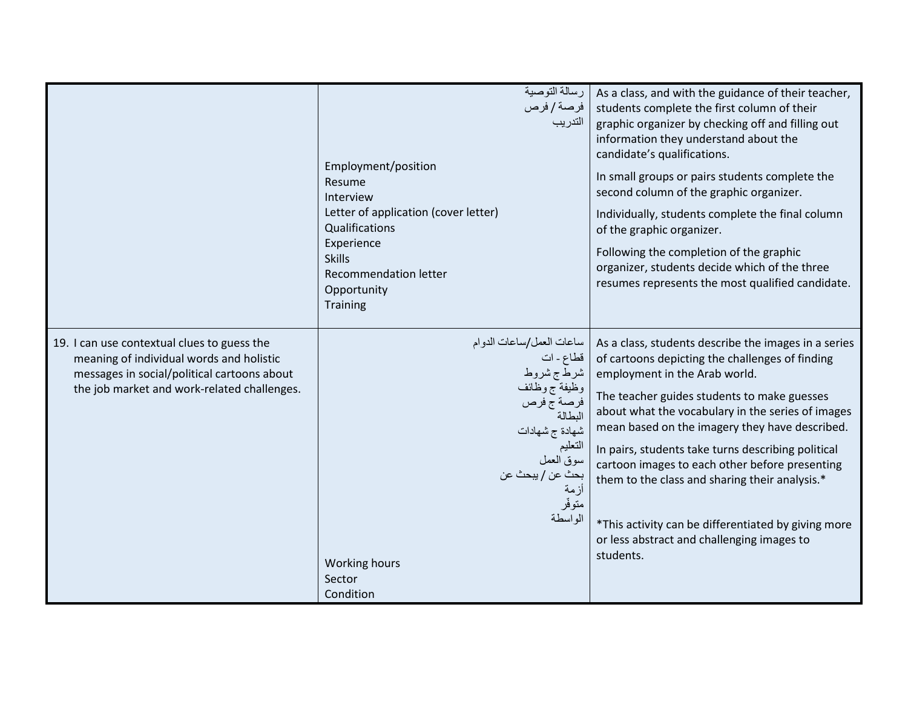| | | |
|---|---|---|
| | رسالة التوصية<br>فرصة / فرص<br>التدريب<br><br>Employment/position<br>Resume<br>Interview<br>Letter of application (cover letter)<br>Qualifications<br>Experience<br>Skills<br>Recommendation letter<br>Opportunity<br>Training | As a class, and with the guidance of their teacher, students complete the first column of their graphic organizer by checking off and filling out information they understand about the candidate's qualifications.<br><br>In small groups or pairs students complete the second column of the graphic organizer.<br><br>Individually, students complete the final column of the graphic organizer.<br><br>Following the completion of the graphic organizer, students decide which of the three resumes represents the most qualified candidate. |
| 19. I can use contextual clues to guess the meaning of individual words and holistic messages in social/political cartoons about the job market and work-related challenges. | ساعات العمل/ساعات الدوام<br>قطاع - ات<br>شرط ج شروط<br>وظيفة ج وظائف<br>فرصة ج فرص<br>البطالة<br>شهادة ج شهادات<br>التعليم<br>سوق العمل<br>بحث عن / يبحث عن<br>أزمة<br>متوفر<br>الواسطة<br><br>Working hours<br>Sector<br>Condition | As a class, students describe the images in a series of cartoons depicting the challenges of finding employment in the Arab world.<br><br>The teacher guides students to make guesses about what the vocabulary in the series of images mean based on the imagery they have described.<br><br>In pairs, students take turns describing political cartoon images to each other before presenting them to the class and sharing their analysis.*<br><br>*This activity can be differentiated by giving more or less abstract and challenging images to students. |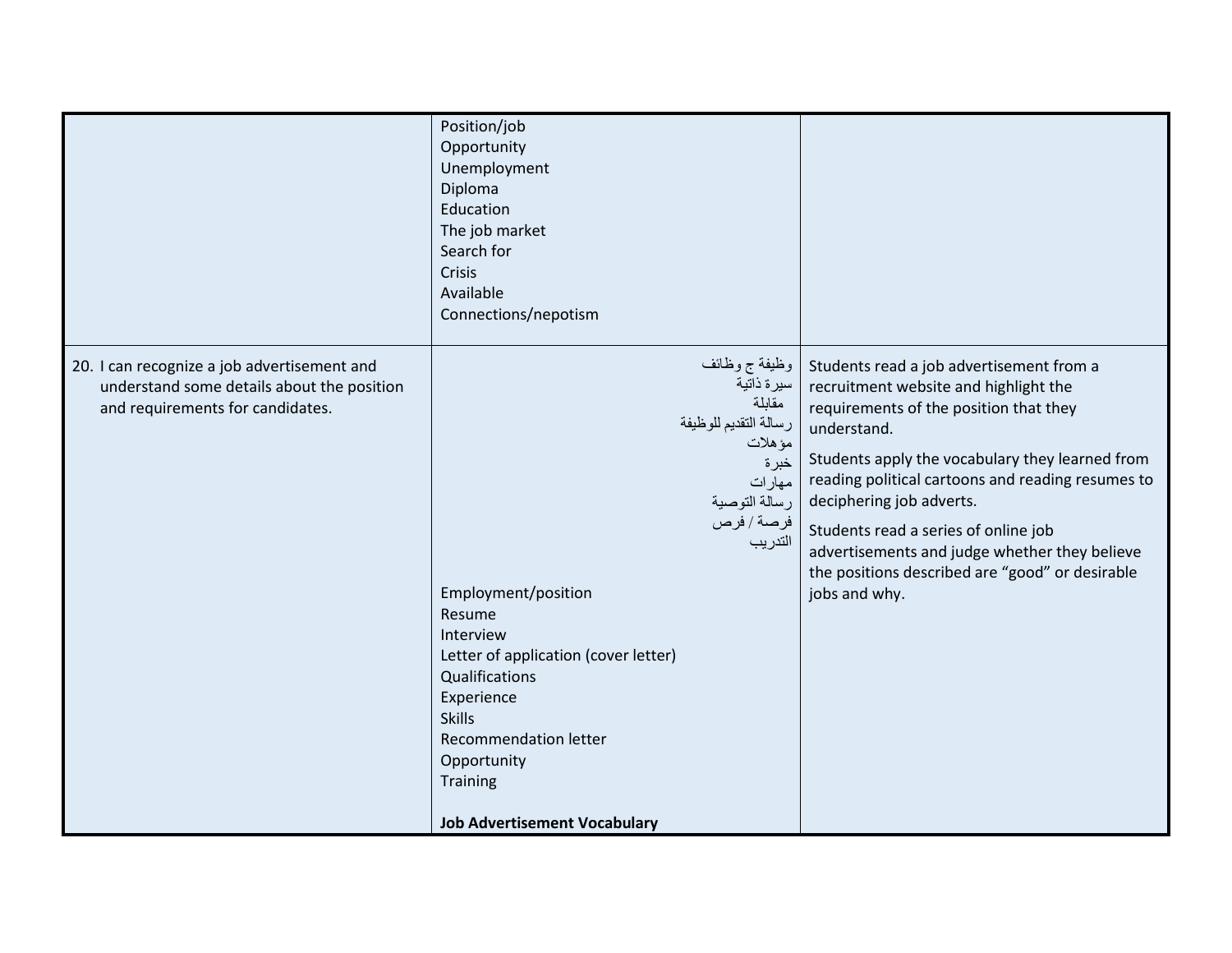| | | |
|---|---|---|
| | Position/job<br>Opportunity<br>Unemployment<br>Diploma<br>Education<br>The job market<br>Search for<br>Crisis<br>Available<br>Connections/nepotism | |
| 20. I can recognize a job advertisement and understand some details about the position and requirements for candidates. | وظيفة ج وظائف<br>سيرة ذاتية<br>مقابلة<br>رسالة التقديم للوظيفة<br>مؤهلات<br>خبرة<br>مهارات<br>رسالة التوصية<br>فرصة / فرص<br>التدريب<br><br>Employment/position<br>Resume<br>Interview<br>Letter of application (cover letter)<br>Qualifications<br>Experience<br>Skills<br>Recommendation letter<br>Opportunity<br>Training<br><br>**Job Advertisement Vocabulary** | Students read a job advertisement from a recruitment website and highlight the requirements of the position that they understand.<br><br>Students apply the vocabulary they learned from reading political cartoons and reading resumes to deciphering job adverts.<br><br>Students read a series of online job advertisements and judge whether they believe the positions described are "good" or desirable jobs and why. |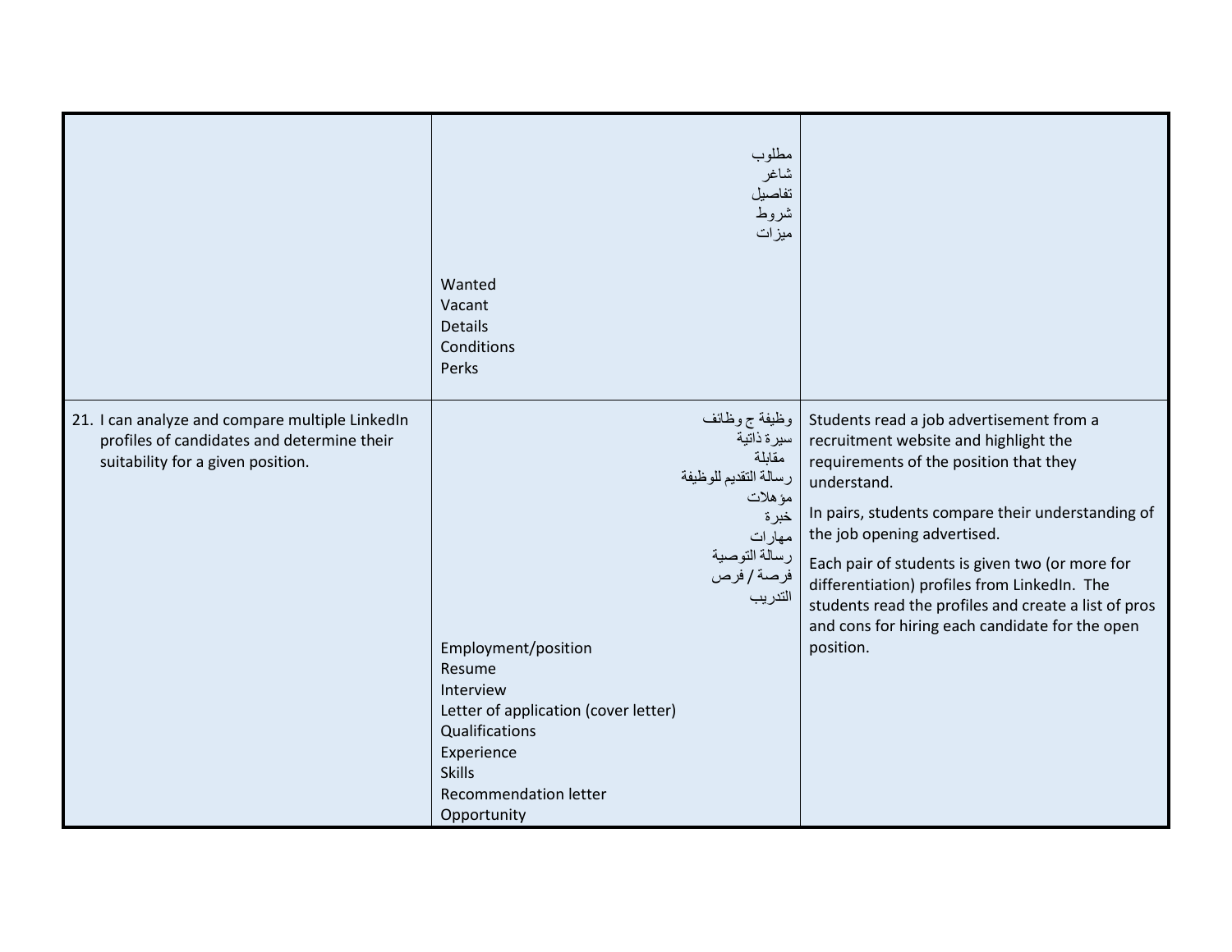|  |  |  |
|---|---|---|
|  | مطلوب<br>شاغر<br>تفاصيل<br>شروط<br>ميزات<br><br>Wanted<br>Vacant<br>Details<br>Conditions<br>Perks |  |
| 21. I can analyze and compare multiple LinkedIn profiles of candidates and determine their suitability for a given position. | وظيفة ج وظائف<br>سيرة ذاتية<br>مقابلة<br>رسالة التقديم للوظيفة<br>مؤهلات<br>خبرة<br>مهارات<br>رسالة التوصية<br>فرصة / فرص<br>التدريب<br><br>Employment/position<br>Resume<br>Interview<br>Letter of application (cover letter)<br>Qualifications<br>Experience<br>Skills<br>Recommendation letter<br>Opportunity | Students read a job advertisement from a recruitment website and highlight the requirements of the position that they understand.<br><br>In pairs, students compare their understanding of the job opening advertised.<br><br>Each pair of students is given two (or more for differentiation) profiles from LinkedIn. The students read the profiles and create a list of pros and cons for hiring each candidate for the open position. |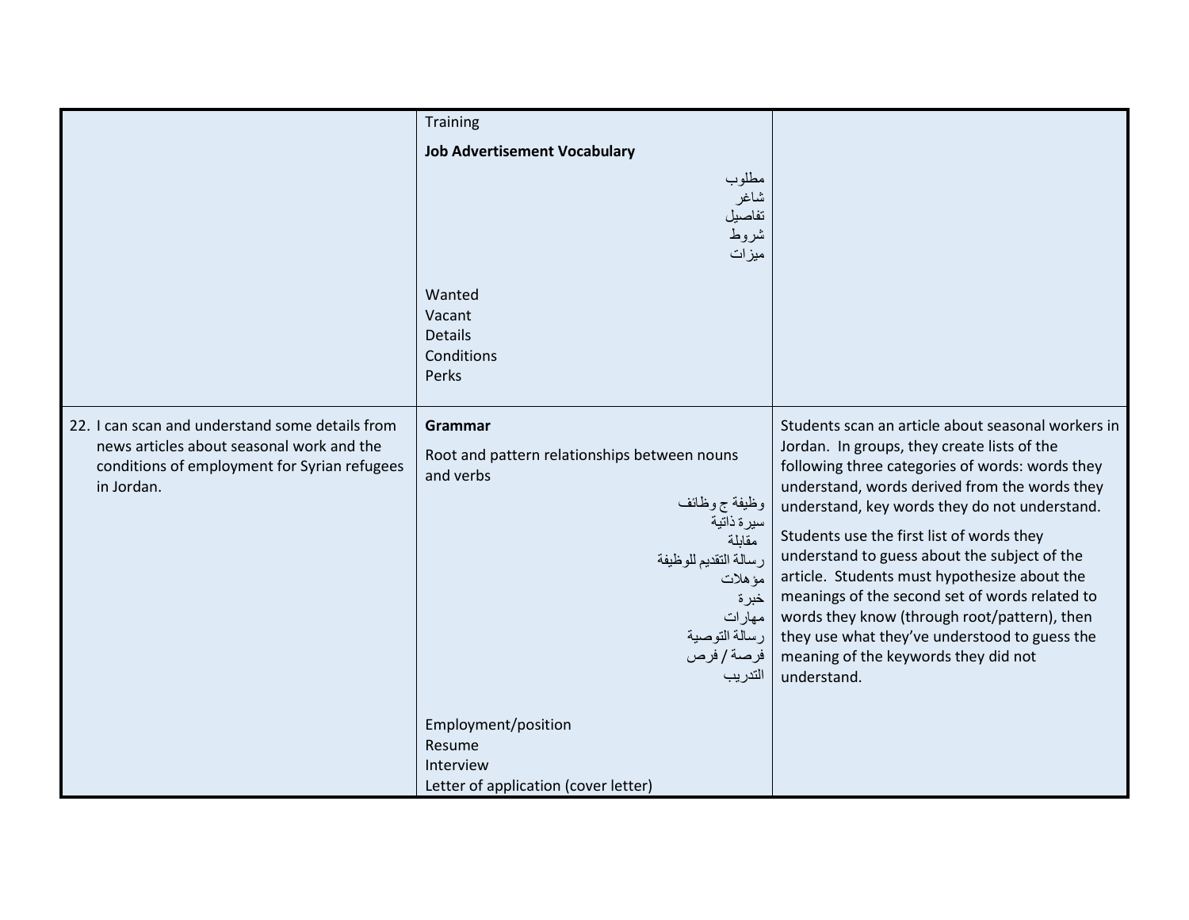| | | |
|---|---|---|
| | Training<br><br>**Job Advertisement Vocabulary**<br><br>مطلوب<br>شاغر<br>تفاصيل<br>شروط<br>ميزات<br><br>Wanted<br>Vacant<br>Details<br>Conditions<br>Perks | |
| 22. I can scan and understand some details from news articles about seasonal work and the conditions of employment for Syrian refugees in Jordan. | **Grammar**<br><br>Root and pattern relationships between nouns and verbs<br><br>وظيفة ج وظائف<br>سيرة ذاتية<br>مقابلة<br>رسالة التقديم للوظيفة<br>مؤهلات<br>خبرة<br>مهارات<br>رسالة التوصية<br>فرصة / فرص<br>التدريب<br><br>Employment/position<br>Resume<br>Interview<br>Letter of application (cover letter) | Students scan an article about seasonal workers in Jordan. In groups, they create lists of the following three categories of words: words they understand, words derived from the words they understand, key words they do not understand.<br><br>Students use the first list of words they understand to guess about the subject of the article. Students must hypothesize about the meanings of the second set of words related to words they know (through root/pattern), then they use what they've understood to guess the meaning of the keywords they did not understand. |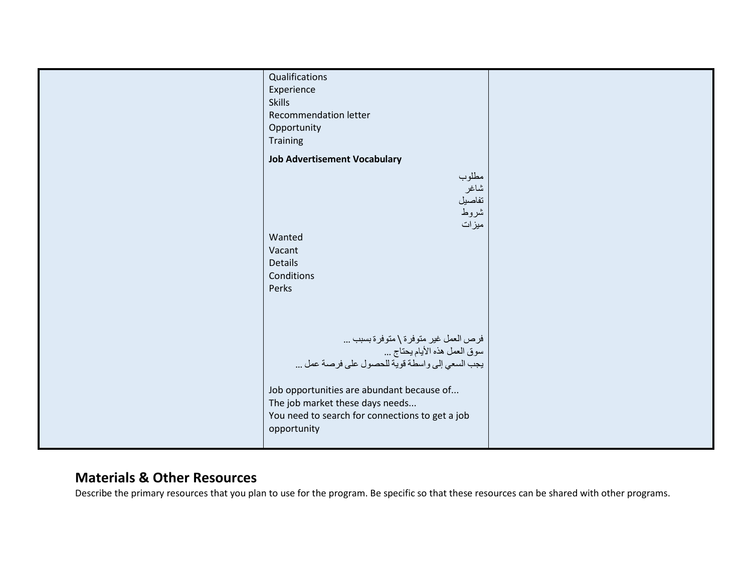| | | |
|---|---|---|
| | Qualifications<br>Experience<br>Skills<br>Recommendation letter<br>Opportunity<br>Training<br><br>**Job Advertisement Vocabulary**<br><br>مطلوب<br>شاغر<br>تفاصيل<br>شروط<br>ميزات<br>Wanted<br>Vacant<br>Details<br>Conditions<br>Perks<br><br>فرص العمل غير متوفرة \ متوفرة بسبب ...<br>سوق العمل هذه الأيام يحتاج ...<br>يجب السعي إلى واسطة قوية للحصول على فرصة عمل ...<br><br>Job opportunities are abundant because of...<br>The job market these days needs...<br>You need to search for connections to get a job opportunity | |

## Materials & Other Resources

Describe the primary resources that you plan to use for the program. Be specific so that these resources can be shared with other programs.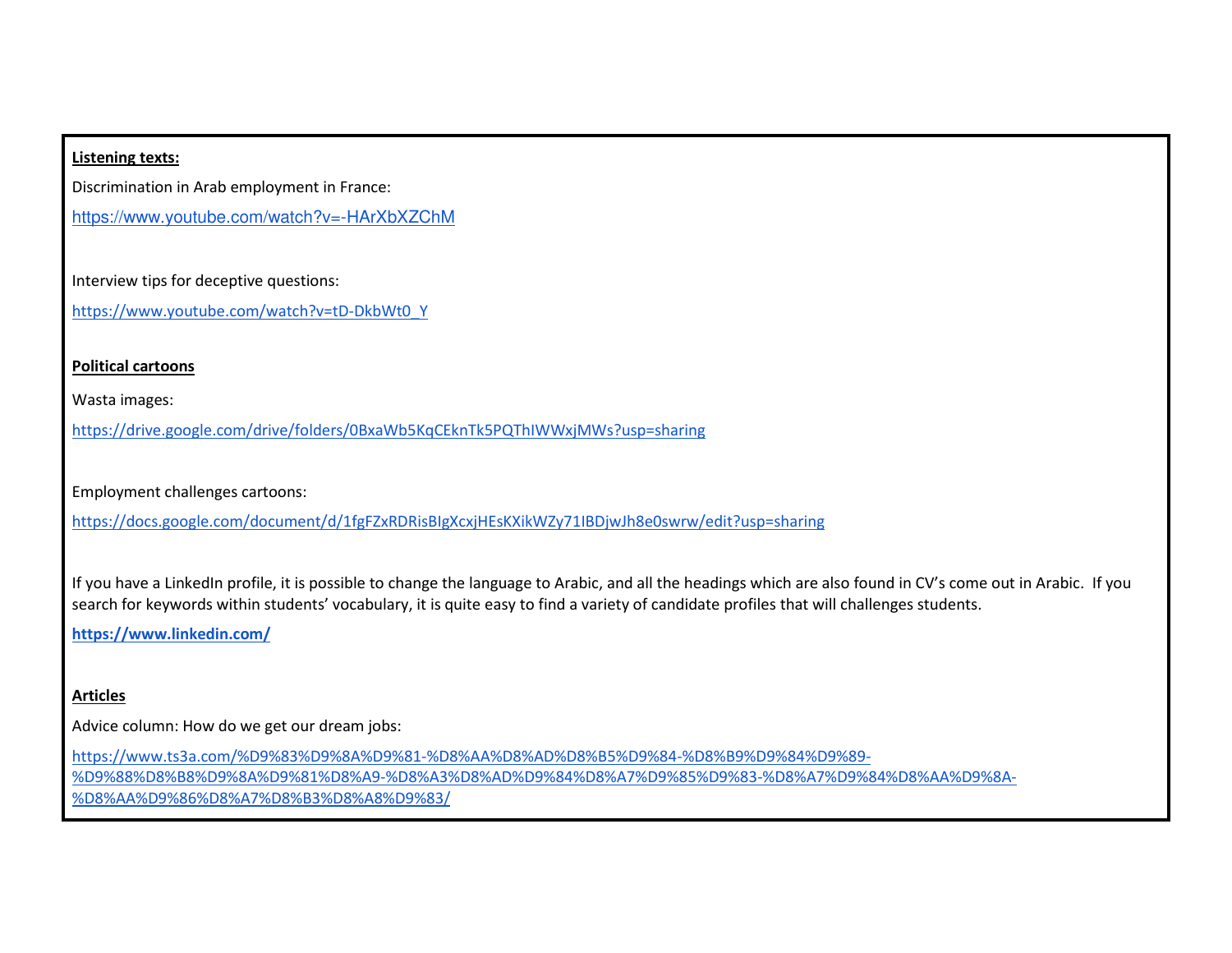**Listening texts:**

Discrimination in Arab employment in France:

https://www.youtube.com/watch?v=-HArXbXZChM

Interview tips for deceptive questions:

https://www.youtube.com/watch?v=tD-DkbWt0_Y

**Political cartoons**

Wasta images:

https://drive.google.com/drive/folders/0BxaWb5KqCEknTk5PQThIWWxjMWs?usp=sharing

Employment challenges cartoons:

https://docs.google.com/document/d/1fgFZxRDRisBIgXcxjHEsKXikWZy71IBDjwJh8e0swrw/edit?usp=sharing

If you have a LinkedIn profile, it is possible to change the language to Arabic, and all the headings which are also found in CV's come out in Arabic. If you search for keywords within students' vocabulary, it is quite easy to find a variety of candidate profiles that will challenges students.

**https://www.linkedin.com/**

**Articles**

Advice column: How do we get our dream jobs:

https://www.ts3a.com/%D9%83%D9%8A%D9%81-%D8%AA%D8%AD%D8%B5%D9%84-%D8%B9%D9%84%D9%89-%D9%88%D8%B8%D9%8A%D9%81%D8%A9-%D8%A3%D8%AD%D9%84%D8%A7%D9%85%D9%83-%D8%A7%D9%84%D8%AA%D9%8A-%D8%AA%D9%86%D8%A7%D8%B3%D8%A8%D9%83/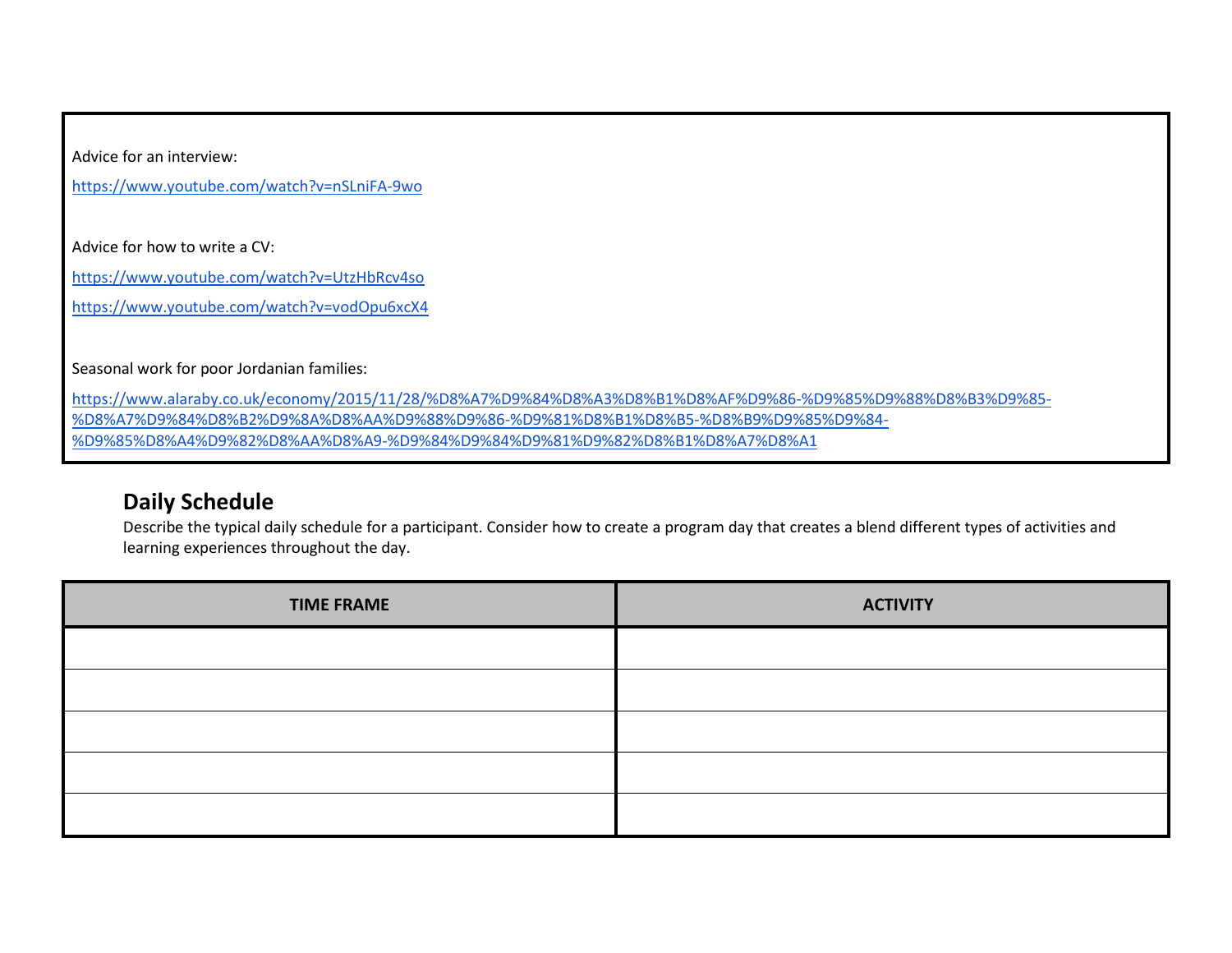Advice for an interview:

https://www.youtube.com/watch?v=nSLniFA-9wo

Advice for how to write a CV:

https://www.youtube.com/watch?v=UtzHbRcv4so

https://www.youtube.com/watch?v=vodOpu6xcX4

Seasonal work for poor Jordanian families:

https://www.alaraby.co.uk/economy/2015/11/28/%D8%A7%D9%84%D8%A3%D8%B1%D8%AF%D9%86-%D9%85%D9%88%D8%B3%D9%85-%D8%A7%D9%84%D8%B2%D9%8A%D8%AA%D9%88%D9%86-%D9%81%D8%B1%D8%B5-%D8%B9%D9%85%D9%84-%D9%85%D8%A4%D9%82%D8%AA%D8%A9-%D9%84%D9%84%D9%81%D9%82%D8%B1%D8%A7%D8%A1

## Daily Schedule

Describe the typical daily schedule for a participant. Consider how to create a program day that creates a blend different types of activities and learning experiences throughout the day.

| TIME FRAME | ACTIVITY |
| --- | --- |
| | |
| | |
| | |
| | |
| | |